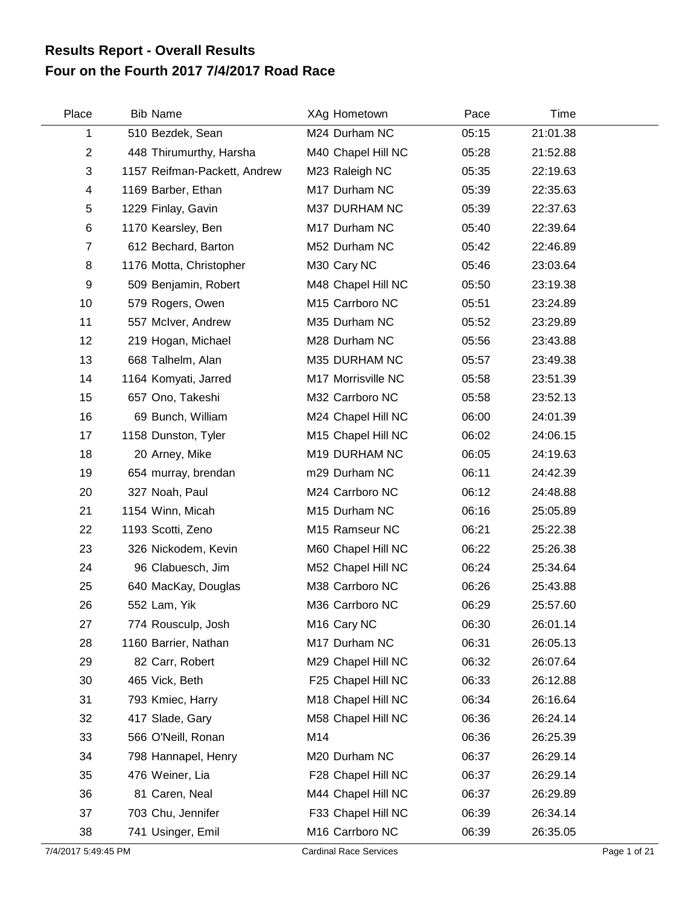# Results Report - Overall Results
## Four on the Fourth 2017 7/4/2017 Road Race

| Place | Bib | Name | XAg | Hometown | Pace | Time |
|---|---|---|---|---|---|---|
| 1 | 510 | Bezdek, Sean | M24 | Durham NC | 05:15 | 21:01.38 |
| 2 | 448 | Thirumurthy, Harsha | M40 | Chapel Hill NC | 05:28 | 21:52.88 |
| 3 | 1157 | Reifman-Packett, Andrew | M23 | Raleigh NC | 05:35 | 22:19.63 |
| 4 | 1169 | Barber, Ethan | M17 | Durham NC | 05:39 | 22:35.63 |
| 5 | 1229 | Finlay, Gavin | M37 | DURHAM NC | 05:39 | 22:37.63 |
| 6 | 1170 | Kearsley, Ben | M17 | Durham NC | 05:40 | 22:39.64 |
| 7 | 612 | Bechard, Barton | M52 | Durham NC | 05:42 | 22:46.89 |
| 8 | 1176 | Motta, Christopher | M30 | Cary NC | 05:46 | 23:03.64 |
| 9 | 509 | Benjamin, Robert | M48 | Chapel Hill NC | 05:50 | 23:19.38 |
| 10 | 579 | Rogers, Owen | M15 | Carrboro NC | 05:51 | 23:24.89 |
| 11 | 557 | McIver, Andrew | M35 | Durham NC | 05:52 | 23:29.89 |
| 12 | 219 | Hogan, Michael | M28 | Durham NC | 05:56 | 23:43.88 |
| 13 | 668 | Talhelm, Alan | M35 | DURHAM NC | 05:57 | 23:49.38 |
| 14 | 1164 | Komyati, Jarred | M17 | Morrisville NC | 05:58 | 23:51.39 |
| 15 | 657 | Ono, Takeshi | M32 | Carrboro NC | 05:58 | 23:52.13 |
| 16 | 69 | Bunch, William | M24 | Chapel Hill NC | 06:00 | 24:01.39 |
| 17 | 1158 | Dunston, Tyler | M15 | Chapel Hill NC | 06:02 | 24:06.15 |
| 18 | 20 | Arney, Mike | M19 | DURHAM NC | 06:05 | 24:19.63 |
| 19 | 654 | murray, brendan | m29 | Durham NC | 06:11 | 24:42.39 |
| 20 | 327 | Noah, Paul | M24 | Carrboro NC | 06:12 | 24:48.88 |
| 21 | 1154 | Winn, Micah | M15 | Durham NC | 06:16 | 25:05.89 |
| 22 | 1193 | Scotti, Zeno | M15 | Ramseur NC | 06:21 | 25:22.38 |
| 23 | 326 | Nickodem, Kevin | M60 | Chapel Hill NC | 06:22 | 25:26.38 |
| 24 | 96 | Clabuesch, Jim | M52 | Chapel Hill NC | 06:24 | 25:34.64 |
| 25 | 640 | MacKay, Douglas | M38 | Carrboro NC | 06:26 | 25:43.88 |
| 26 | 552 | Lam, Yik | M36 | Carrboro NC | 06:29 | 25:57.60 |
| 27 | 774 | Rousculp, Josh | M16 | Cary NC | 06:30 | 26:01.14 |
| 28 | 1160 | Barrier, Nathan | M17 | Durham NC | 06:31 | 26:05.13 |
| 29 | 82 | Carr, Robert | M29 | Chapel Hill NC | 06:32 | 26:07.64 |
| 30 | 465 | Vick, Beth | F25 | Chapel Hill NC | 06:33 | 26:12.88 |
| 31 | 793 | Kmiec, Harry | M18 | Chapel Hill NC | 06:34 | 26:16.64 |
| 32 | 417 | Slade, Gary | M58 | Chapel Hill NC | 06:36 | 26:24.14 |
| 33 | 566 | O'Neill, Ronan | M14 | | 06:36 | 26:25.39 |
| 34 | 798 | Hannapel, Henry | M20 | Durham NC | 06:37 | 26:29.14 |
| 35 | 476 | Weiner, Lia | F28 | Chapel Hill NC | 06:37 | 26:29.14 |
| 36 | 81 | Caren, Neal | M44 | Chapel Hill NC | 06:37 | 26:29.89 |
| 37 | 703 | Chu, Jennifer | F33 | Chapel Hill NC | 06:39 | 26:34.14 |
| 38 | 741 | Usinger, Emil | M16 | Carrboro NC | 06:39 | 26:35.05 |

7/4/2017 5:49:45 PM — Cardinal Race Services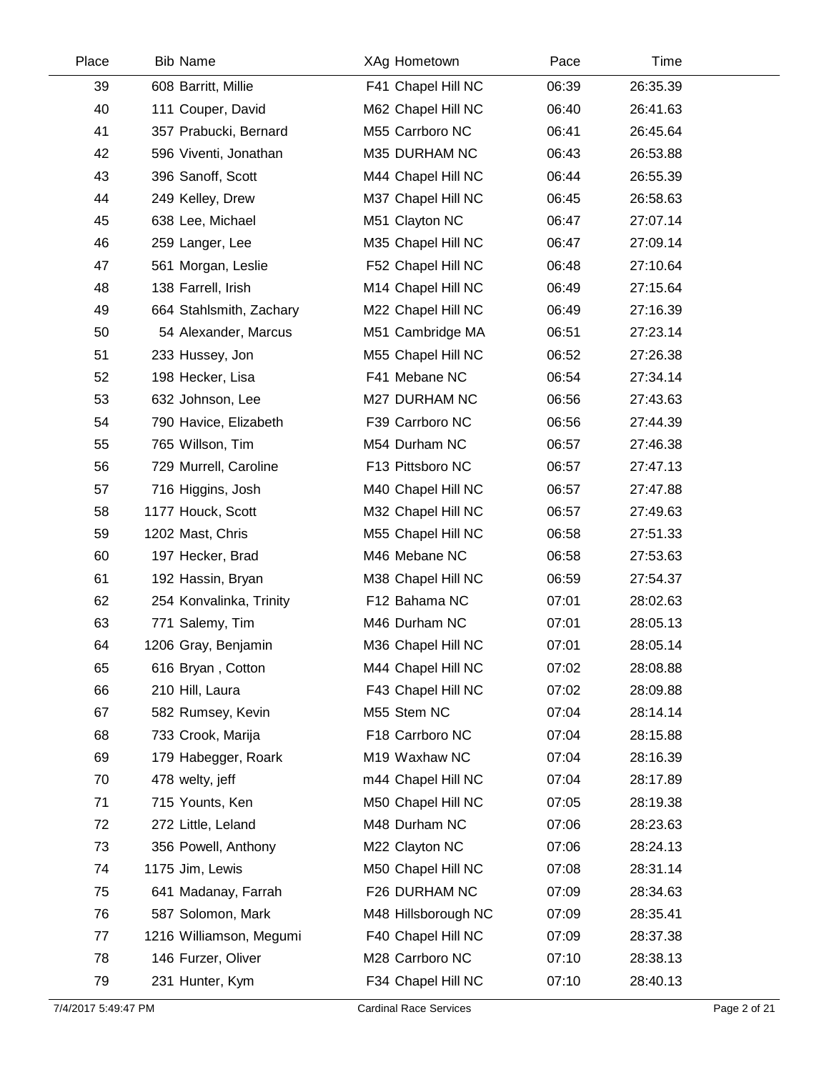| Place | Bib | Name | XAg | Hometown | Pace | Time |
|---|---|---|---|---|---|---|
| 39 | 608 | Barritt, Millie | F41 | Chapel Hill NC | 06:39 | 26:35.39 |
| 40 | 111 | Couper, David | M62 | Chapel Hill NC | 06:40 | 26:41.63 |
| 41 | 357 | Prabucki, Bernard | M55 | Carrboro NC | 06:41 | 26:45.64 |
| 42 | 596 | Viventi, Jonathan | M35 | DURHAM NC | 06:43 | 26:53.88 |
| 43 | 396 | Sanoff, Scott | M44 | Chapel Hill NC | 06:44 | 26:55.39 |
| 44 | 249 | Kelley, Drew | M37 | Chapel Hill NC | 06:45 | 26:58.63 |
| 45 | 638 | Lee, Michael | M51 | Clayton NC | 06:47 | 27:07.14 |
| 46 | 259 | Langer, Lee | M35 | Chapel Hill NC | 06:47 | 27:09.14 |
| 47 | 561 | Morgan, Leslie | F52 | Chapel Hill NC | 06:48 | 27:10.64 |
| 48 | 138 | Farrell, Irish | M14 | Chapel Hill NC | 06:49 | 27:15.64 |
| 49 | 664 | Stahlsmith, Zachary | M22 | Chapel Hill NC | 06:49 | 27:16.39 |
| 50 | 54 | Alexander, Marcus | M51 | Cambridge MA | 06:51 | 27:23.14 |
| 51 | 233 | Hussey, Jon | M55 | Chapel Hill NC | 06:52 | 27:26.38 |
| 52 | 198 | Hecker, Lisa | F41 | Mebane NC | 06:54 | 27:34.14 |
| 53 | 632 | Johnson, Lee | M27 | DURHAM NC | 06:56 | 27:43.63 |
| 54 | 790 | Havice, Elizabeth | F39 | Carrboro NC | 06:56 | 27:44.39 |
| 55 | 765 | Willson, Tim | M54 | Durham NC | 06:57 | 27:46.38 |
| 56 | 729 | Murrell, Caroline | F13 | Pittsboro NC | 06:57 | 27:47.13 |
| 57 | 716 | Higgins, Josh | M40 | Chapel Hill NC | 06:57 | 27:47.88 |
| 58 | 1177 | Houck, Scott | M32 | Chapel Hill NC | 06:57 | 27:49.63 |
| 59 | 1202 | Mast, Chris | M55 | Chapel Hill NC | 06:58 | 27:51.33 |
| 60 | 197 | Hecker, Brad | M46 | Mebane NC | 06:58 | 27:53.63 |
| 61 | 192 | Hassin, Bryan | M38 | Chapel Hill NC | 06:59 | 27:54.37 |
| 62 | 254 | Konvalinka, Trinity | F12 | Bahama NC | 07:01 | 28:02.63 |
| 63 | 771 | Salemy, Tim | M46 | Durham NC | 07:01 | 28:05.13 |
| 64 | 1206 | Gray, Benjamin | M36 | Chapel Hill NC | 07:01 | 28:05.14 |
| 65 | 616 | Bryan , Cotton | M44 | Chapel Hill NC | 07:02 | 28:08.88 |
| 66 | 210 | Hill, Laura | F43 | Chapel Hill NC | 07:02 | 28:09.88 |
| 67 | 582 | Rumsey, Kevin | M55 | Stem NC | 07:04 | 28:14.14 |
| 68 | 733 | Crook, Marija | F18 | Carrboro NC | 07:04 | 28:15.88 |
| 69 | 179 | Habegger, Roark | M19 | Waxhaw NC | 07:04 | 28:16.39 |
| 70 | 478 | welty, jeff | m44 | Chapel Hill NC | 07:04 | 28:17.89 |
| 71 | 715 | Younts, Ken | M50 | Chapel Hill NC | 07:05 | 28:19.38 |
| 72 | 272 | Little, Leland | M48 | Durham NC | 07:06 | 28:23.63 |
| 73 | 356 | Powell, Anthony | M22 | Clayton NC | 07:06 | 28:24.13 |
| 74 | 1175 | Jim, Lewis | M50 | Chapel Hill NC | 07:08 | 28:31.14 |
| 75 | 641 | Madanay, Farrah | F26 | DURHAM NC | 07:09 | 28:34.63 |
| 76 | 587 | Solomon, Mark | M48 | Hillsborough NC | 07:09 | 28:35.41 |
| 77 | 1216 | Williamson, Megumi | F40 | Chapel Hill NC | 07:09 | 28:37.38 |
| 78 | 146 | Furzer, Oliver | M28 | Carrboro NC | 07:10 | 28:38.13 |
| 79 | 231 | Hunter, Kym | F34 | Chapel Hill NC | 07:10 | 28:40.13 |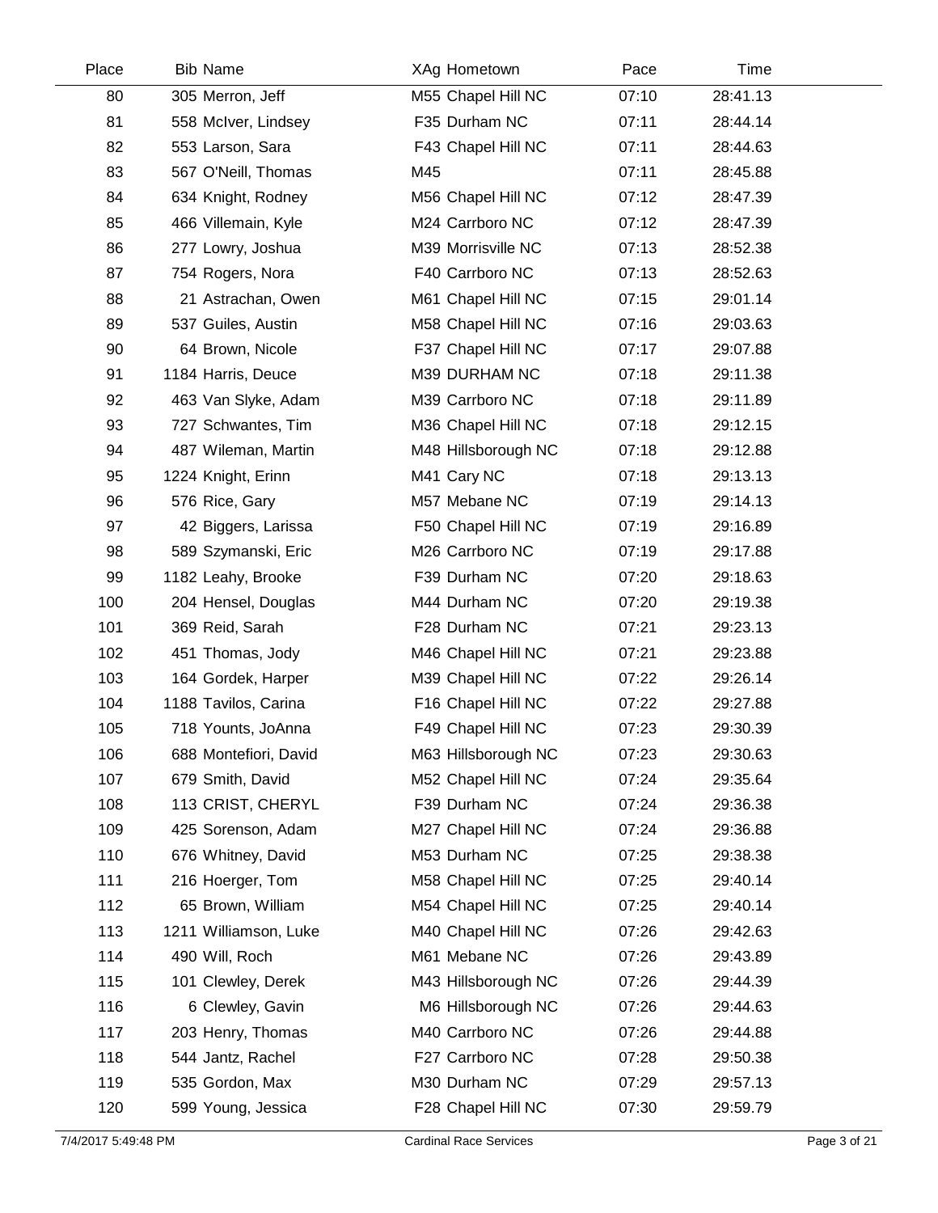| Place | Bib | Name | XAg | Hometown | Pace | Time |
|---|---|---|---|---|---|---|
| 80 | 305 | Merron, Jeff | M55 | Chapel Hill NC | 07:10 | 28:41.13 |
| 81 | 558 | McIver, Lindsey | F35 | Durham NC | 07:11 | 28:44.14 |
| 82 | 553 | Larson, Sara | F43 | Chapel Hill NC | 07:11 | 28:44.63 |
| 83 | 567 | O'Neill, Thomas | M45 | | 07:11 | 28:45.88 |
| 84 | 634 | Knight, Rodney | M56 | Chapel Hill NC | 07:12 | 28:47.39 |
| 85 | 466 | Villemain, Kyle | M24 | Carrboro NC | 07:12 | 28:47.39 |
| 86 | 277 | Lowry, Joshua | M39 | Morrisville NC | 07:13 | 28:52.38 |
| 87 | 754 | Rogers, Nora | F40 | Carrboro NC | 07:13 | 28:52.63 |
| 88 | 21 | Astrachan, Owen | M61 | Chapel Hill NC | 07:15 | 29:01.14 |
| 89 | 537 | Guiles, Austin | M58 | Chapel Hill NC | 07:16 | 29:03.63 |
| 90 | 64 | Brown, Nicole | F37 | Chapel Hill NC | 07:17 | 29:07.88 |
| 91 | 1184 | Harris, Deuce | M39 | DURHAM NC | 07:18 | 29:11.38 |
| 92 | 463 | Van Slyke, Adam | M39 | Carrboro NC | 07:18 | 29:11.89 |
| 93 | 727 | Schwantes, Tim | M36 | Chapel Hill NC | 07:18 | 29:12.15 |
| 94 | 487 | Wileman, Martin | M48 | Hillsborough NC | 07:18 | 29:12.88 |
| 95 | 1224 | Knight, Erinn | M41 | Cary NC | 07:18 | 29:13.13 |
| 96 | 576 | Rice, Gary | M57 | Mebane NC | 07:19 | 29:14.13 |
| 97 | 42 | Biggers, Larissa | F50 | Chapel Hill NC | 07:19 | 29:16.89 |
| 98 | 589 | Szymanski, Eric | M26 | Carrboro NC | 07:19 | 29:17.88 |
| 99 | 1182 | Leahy, Brooke | F39 | Durham NC | 07:20 | 29:18.63 |
| 100 | 204 | Hensel, Douglas | M44 | Durham NC | 07:20 | 29:19.38 |
| 101 | 369 | Reid, Sarah | F28 | Durham NC | 07:21 | 29:23.13 |
| 102 | 451 | Thomas, Jody | M46 | Chapel Hill NC | 07:21 | 29:23.88 |
| 103 | 164 | Gordek, Harper | M39 | Chapel Hill NC | 07:22 | 29:26.14 |
| 104 | 1188 | Tavilos, Carina | F16 | Chapel Hill NC | 07:22 | 29:27.88 |
| 105 | 718 | Younts, JoAnna | F49 | Chapel Hill NC | 07:23 | 29:30.39 |
| 106 | 688 | Montefiori, David | M63 | Hillsborough NC | 07:23 | 29:30.63 |
| 107 | 679 | Smith, David | M52 | Chapel Hill NC | 07:24 | 29:35.64 |
| 108 | 113 | CRIST, CHERYL | F39 | Durham NC | 07:24 | 29:36.38 |
| 109 | 425 | Sorenson, Adam | M27 | Chapel Hill NC | 07:24 | 29:36.88 |
| 110 | 676 | Whitney, David | M53 | Durham NC | 07:25 | 29:38.38 |
| 111 | 216 | Hoerger, Tom | M58 | Chapel Hill NC | 07:25 | 29:40.14 |
| 112 | 65 | Brown, William | M54 | Chapel Hill NC | 07:25 | 29:40.14 |
| 113 | 1211 | Williamson, Luke | M40 | Chapel Hill NC | 07:26 | 29:42.63 |
| 114 | 490 | Will, Roch | M61 | Mebane NC | 07:26 | 29:43.89 |
| 115 | 101 | Clewley, Derek | M43 | Hillsborough NC | 07:26 | 29:44.39 |
| 116 | 6 | Clewley, Gavin | M6 | Hillsborough NC | 07:26 | 29:44.63 |
| 117 | 203 | Henry, Thomas | M40 | Carrboro NC | 07:26 | 29:44.88 |
| 118 | 544 | Jantz, Rachel | F27 | Carrboro NC | 07:28 | 29:50.38 |
| 119 | 535 | Gordon, Max | M30 | Durham NC | 07:29 | 29:57.13 |
| 120 | 599 | Young, Jessica | F28 | Chapel Hill NC | 07:30 | 29:59.79 |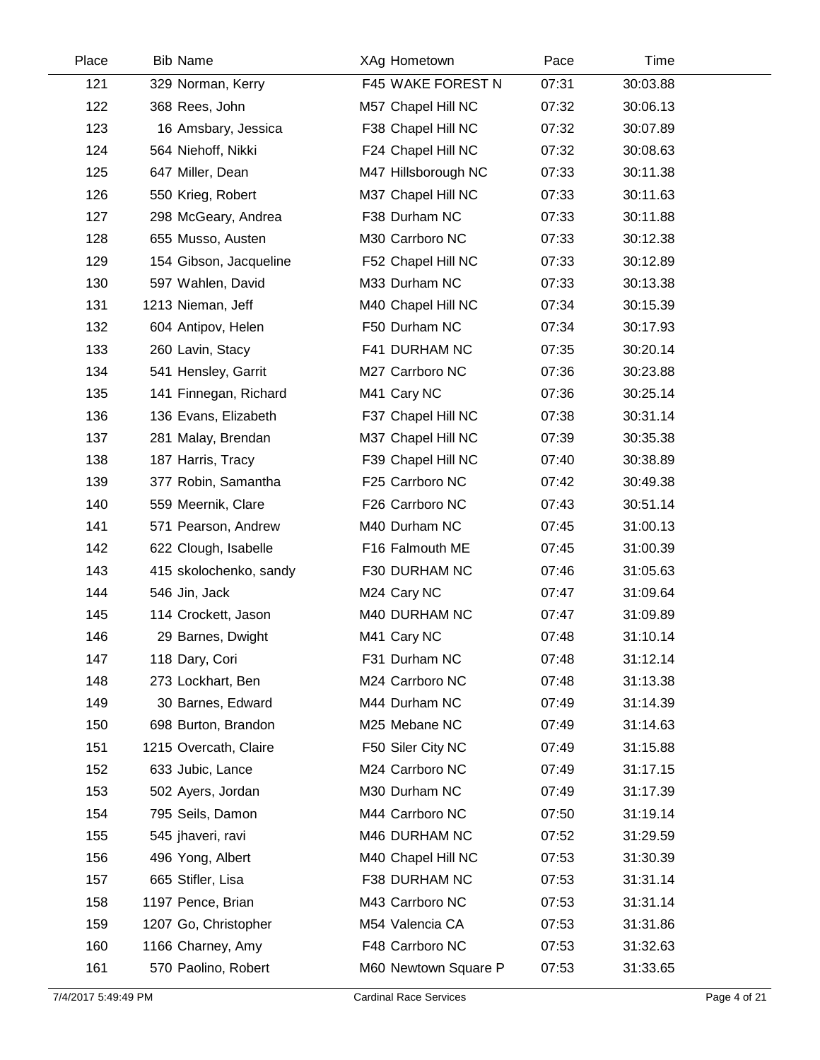| Place | Bib | Name | XAg | Hometown | Pace | Time |
|---|---|---|---|---|---|---|
| 121 | 329 | Norman, Kerry | F45 | WAKE FOREST N | 07:31 | 30:03.88 |
| 122 | 368 | Rees, John | M57 | Chapel Hill NC | 07:32 | 30:06.13 |
| 123 | 16 | Amsbary, Jessica | F38 | Chapel Hill NC | 07:32 | 30:07.89 |
| 124 | 564 | Niehoff, Nikki | F24 | Chapel Hill NC | 07:32 | 30:08.63 |
| 125 | 647 | Miller, Dean | M47 | Hillsborough NC | 07:33 | 30:11.38 |
| 126 | 550 | Krieg, Robert | M37 | Chapel Hill NC | 07:33 | 30:11.63 |
| 127 | 298 | McGeary, Andrea | F38 | Durham NC | 07:33 | 30:11.88 |
| 128 | 655 | Musso, Austen | M30 | Carrboro NC | 07:33 | 30:12.38 |
| 129 | 154 | Gibson, Jacqueline | F52 | Chapel Hill NC | 07:33 | 30:12.89 |
| 130 | 597 | Wahlen, David | M33 | Durham NC | 07:33 | 30:13.38 |
| 131 | 1213 | Nieman, Jeff | M40 | Chapel Hill NC | 07:34 | 30:15.39 |
| 132 | 604 | Antipov, Helen | F50 | Durham NC | 07:34 | 30:17.93 |
| 133 | 260 | Lavin, Stacy | F41 | DURHAM NC | 07:35 | 30:20.14 |
| 134 | 541 | Hensley, Garrit | M27 | Carrboro NC | 07:36 | 30:23.88 |
| 135 | 141 | Finnegan, Richard | M41 | Cary NC | 07:36 | 30:25.14 |
| 136 | 136 | Evans, Elizabeth | F37 | Chapel Hill NC | 07:38 | 30:31.14 |
| 137 | 281 | Malay, Brendan | M37 | Chapel Hill NC | 07:39 | 30:35.38 |
| 138 | 187 | Harris, Tracy | F39 | Chapel Hill NC | 07:40 | 30:38.89 |
| 139 | 377 | Robin, Samantha | F25 | Carrboro NC | 07:42 | 30:49.38 |
| 140 | 559 | Meernik, Clare | F26 | Carrboro NC | 07:43 | 30:51.14 |
| 141 | 571 | Pearson, Andrew | M40 | Durham NC | 07:45 | 31:00.13 |
| 142 | 622 | Clough, Isabelle | F16 | Falmouth ME | 07:45 | 31:00.39 |
| 143 | 415 | skolochenko, sandy | F30 | DURHAM NC | 07:46 | 31:05.63 |
| 144 | 546 | Jin, Jack | M24 | Cary NC | 07:47 | 31:09.64 |
| 145 | 114 | Crockett, Jason | M40 | DURHAM NC | 07:47 | 31:09.89 |
| 146 | 29 | Barnes, Dwight | M41 | Cary NC | 07:48 | 31:10.14 |
| 147 | 118 | Dary, Cori | F31 | Durham NC | 07:48 | 31:12.14 |
| 148 | 273 | Lockhart, Ben | M24 | Carrboro NC | 07:48 | 31:13.38 |
| 149 | 30 | Barnes, Edward | M44 | Durham NC | 07:49 | 31:14.39 |
| 150 | 698 | Burton, Brandon | M25 | Mebane NC | 07:49 | 31:14.63 |
| 151 | 1215 | Overcath, Claire | F50 | Siler City NC | 07:49 | 31:15.88 |
| 152 | 633 | Jubic, Lance | M24 | Carrboro NC | 07:49 | 31:17.15 |
| 153 | 502 | Ayers, Jordan | M30 | Durham NC | 07:49 | 31:17.39 |
| 154 | 795 | Seils, Damon | M44 | Carrboro NC | 07:50 | 31:19.14 |
| 155 | 545 | jhaveri, ravi | M46 | DURHAM NC | 07:52 | 31:29.59 |
| 156 | 496 | Yong, Albert | M40 | Chapel Hill NC | 07:53 | 31:30.39 |
| 157 | 665 | Stifler, Lisa | F38 | DURHAM NC | 07:53 | 31:31.14 |
| 158 | 1197 | Pence, Brian | M43 | Carrboro NC | 07:53 | 31:31.14 |
| 159 | 1207 | Go, Christopher | M54 | Valencia CA | 07:53 | 31:31.86 |
| 160 | 1166 | Charney, Amy | F48 | Carrboro NC | 07:53 | 31:32.63 |
| 161 | 570 | Paolino, Robert | M60 | Newtown Square P | 07:53 | 31:33.65 |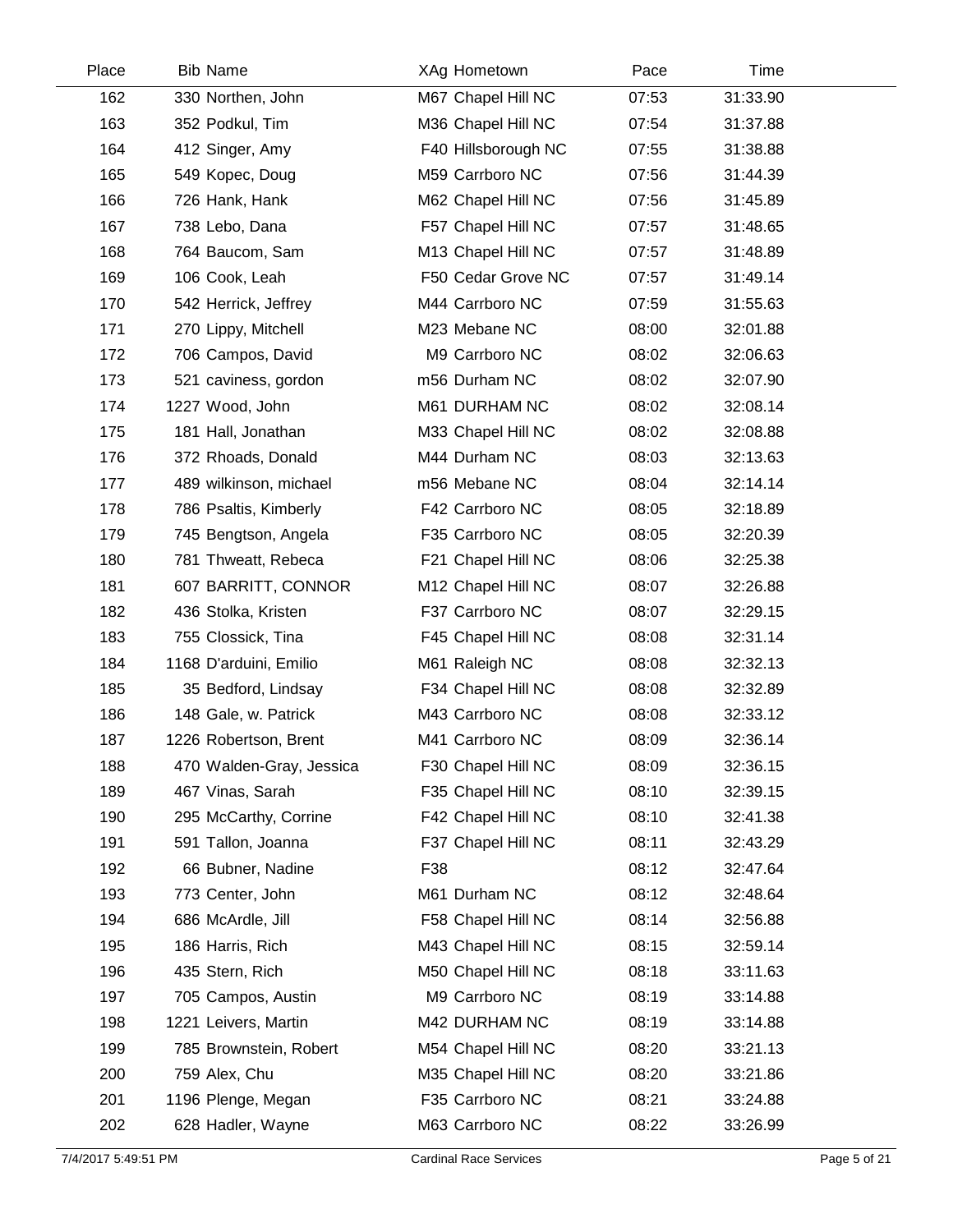| Place | Bib | Name | XAg | Hometown | Pace | Time |
|---|---|---|---|---|---|---|
| 162 | 330 | Northen, John | M67 | Chapel Hill NC | 07:53 | 31:33.90 |
| 163 | 352 | Podkul, Tim | M36 | Chapel Hill NC | 07:54 | 31:37.88 |
| 164 | 412 | Singer, Amy | F40 | Hillsborough NC | 07:55 | 31:38.88 |
| 165 | 549 | Kopec, Doug | M59 | Carrboro NC | 07:56 | 31:44.39 |
| 166 | 726 | Hank, Hank | M62 | Chapel Hill NC | 07:56 | 31:45.89 |
| 167 | 738 | Lebo, Dana | F57 | Chapel Hill NC | 07:57 | 31:48.65 |
| 168 | 764 | Baucom, Sam | M13 | Chapel Hill NC | 07:57 | 31:48.89 |
| 169 | 106 | Cook, Leah | F50 | Cedar Grove NC | 07:57 | 31:49.14 |
| 170 | 542 | Herrick, Jeffrey | M44 | Carrboro NC | 07:59 | 31:55.63 |
| 171 | 270 | Lippy, Mitchell | M23 | Mebane NC | 08:00 | 32:01.88 |
| 172 | 706 | Campos, David | M9 | Carrboro NC | 08:02 | 32:06.63 |
| 173 | 521 | caviness, gordon | m56 | Durham NC | 08:02 | 32:07.90 |
| 174 | 1227 | Wood, John | M61 | DURHAM NC | 08:02 | 32:08.14 |
| 175 | 181 | Hall, Jonathan | M33 | Chapel Hill NC | 08:02 | 32:08.88 |
| 176 | 372 | Rhoads, Donald | M44 | Durham NC | 08:03 | 32:13.63 |
| 177 | 489 | wilkinson, michael | m56 | Mebane NC | 08:04 | 32:14.14 |
| 178 | 786 | Psaltis, Kimberly | F42 | Carrboro NC | 08:05 | 32:18.89 |
| 179 | 745 | Bengtson, Angela | F35 | Carrboro NC | 08:05 | 32:20.39 |
| 180 | 781 | Thweatt, Rebeca | F21 | Chapel Hill NC | 08:06 | 32:25.38 |
| 181 | 607 | BARRITT, CONNOR | M12 | Chapel Hill NC | 08:07 | 32:26.88 |
| 182 | 436 | Stolka, Kristen | F37 | Carrboro NC | 08:07 | 32:29.15 |
| 183 | 755 | Clossick, Tina | F45 | Chapel Hill NC | 08:08 | 32:31.14 |
| 184 | 1168 | D'arduini, Emilio | M61 | Raleigh NC | 08:08 | 32:32.13 |
| 185 | 35 | Bedford, Lindsay | F34 | Chapel Hill NC | 08:08 | 32:32.89 |
| 186 | 148 | Gale, w. Patrick | M43 | Carrboro NC | 08:08 | 32:33.12 |
| 187 | 1226 | Robertson, Brent | M41 | Carrboro NC | 08:09 | 32:36.14 |
| 188 | 470 | Walden-Gray, Jessica | F30 | Chapel Hill NC | 08:09 | 32:36.15 |
| 189 | 467 | Vinas, Sarah | F35 | Chapel Hill NC | 08:10 | 32:39.15 |
| 190 | 295 | McCarthy, Corrine | F42 | Chapel Hill NC | 08:10 | 32:41.38 |
| 191 | 591 | Tallon, Joanna | F37 | Chapel Hill NC | 08:11 | 32:43.29 |
| 192 | 66 | Bubner, Nadine | F38 | | 08:12 | 32:47.64 |
| 193 | 773 | Center, John | M61 | Durham NC | 08:12 | 32:48.64 |
| 194 | 686 | McArdle, Jill | F58 | Chapel Hill NC | 08:14 | 32:56.88 |
| 195 | 186 | Harris, Rich | M43 | Chapel Hill NC | 08:15 | 32:59.14 |
| 196 | 435 | Stern, Rich | M50 | Chapel Hill NC | 08:18 | 33:11.63 |
| 197 | 705 | Campos, Austin | M9 | Carrboro NC | 08:19 | 33:14.88 |
| 198 | 1221 | Leivers, Martin | M42 | DURHAM NC | 08:19 | 33:14.88 |
| 199 | 785 | Brownstein, Robert | M54 | Chapel Hill NC | 08:20 | 33:21.13 |
| 200 | 759 | Alex, Chu | M35 | Chapel Hill NC | 08:20 | 33:21.86 |
| 201 | 1196 | Plenge, Megan | F35 | Carrboro NC | 08:21 | 33:24.88 |
| 202 | 628 | Hadler, Wayne | M63 | Carrboro NC | 08:22 | 33:26.99 |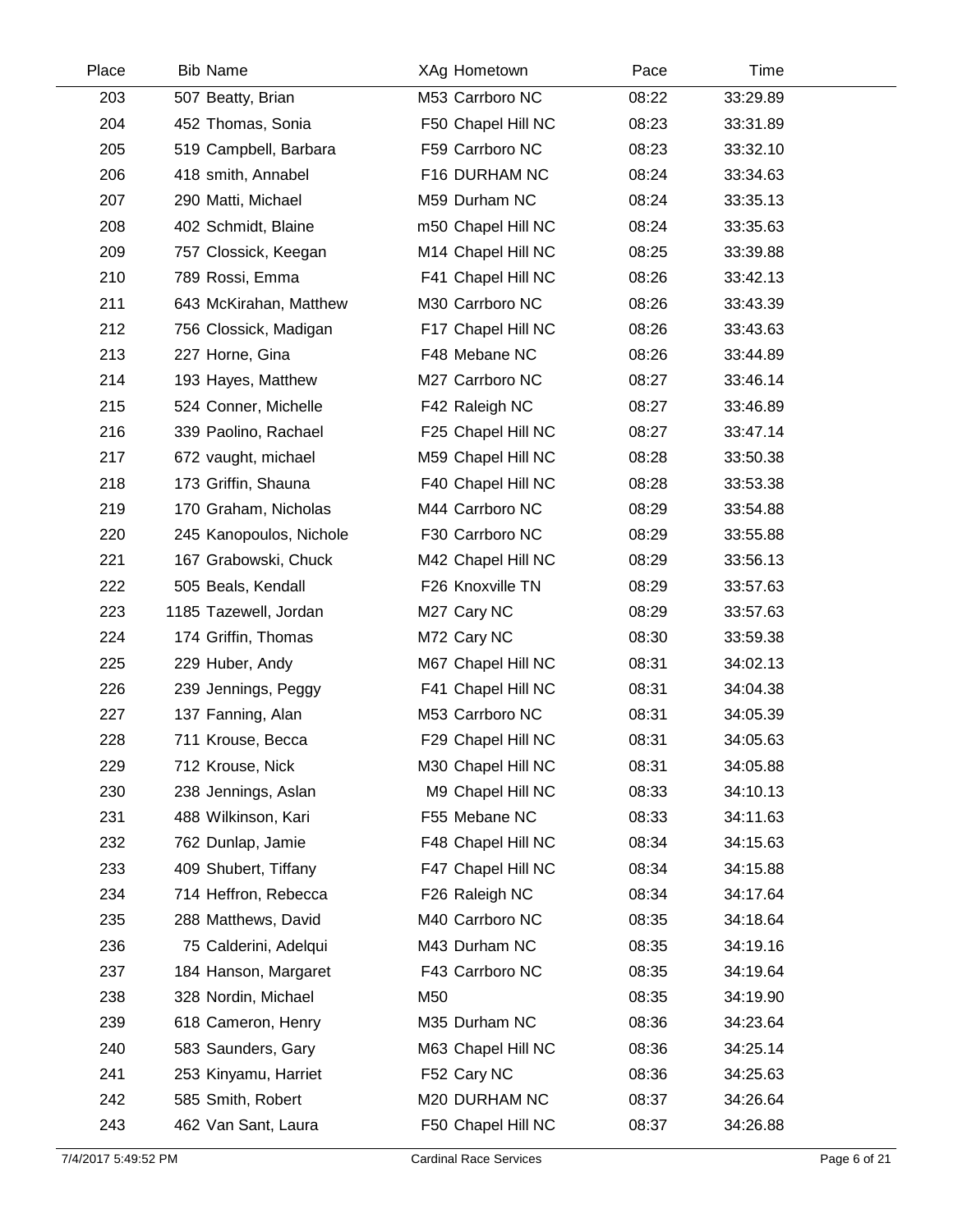| Place | Bib | Name | XAg | Hometown | Pace | Time |
|---|---|---|---|---|---|---|
| 203 | 507 | Beatty, Brian | M53 | Carrboro NC | 08:22 | 33:29.89 |
| 204 | 452 | Thomas, Sonia | F50 | Chapel Hill NC | 08:23 | 33:31.89 |
| 205 | 519 | Campbell, Barbara | F59 | Carrboro NC | 08:23 | 33:32.10 |
| 206 | 418 | smith, Annabel | F16 | DURHAM NC | 08:24 | 33:34.63 |
| 207 | 290 | Matti, Michael | M59 | Durham NC | 08:24 | 33:35.13 |
| 208 | 402 | Schmidt, Blaine | m50 | Chapel Hill NC | 08:24 | 33:35.63 |
| 209 | 757 | Clossick, Keegan | M14 | Chapel Hill NC | 08:25 | 33:39.88 |
| 210 | 789 | Rossi, Emma | F41 | Chapel Hill NC | 08:26 | 33:42.13 |
| 211 | 643 | McKirahan, Matthew | M30 | Carrboro NC | 08:26 | 33:43.39 |
| 212 | 756 | Clossick, Madigan | F17 | Chapel Hill NC | 08:26 | 33:43.63 |
| 213 | 227 | Horne, Gina | F48 | Mebane NC | 08:26 | 33:44.89 |
| 214 | 193 | Hayes, Matthew | M27 | Carrboro NC | 08:27 | 33:46.14 |
| 215 | 524 | Conner, Michelle | F42 | Raleigh NC | 08:27 | 33:46.89 |
| 216 | 339 | Paolino, Rachael | F25 | Chapel Hill NC | 08:27 | 33:47.14 |
| 217 | 672 | vaught, michael | M59 | Chapel Hill NC | 08:28 | 33:50.38 |
| 218 | 173 | Griffin, Shauna | F40 | Chapel Hill NC | 08:28 | 33:53.38 |
| 219 | 170 | Graham, Nicholas | M44 | Carrboro NC | 08:29 | 33:54.88 |
| 220 | 245 | Kanopoulos, Nichole | F30 | Carrboro NC | 08:29 | 33:55.88 |
| 221 | 167 | Grabowski, Chuck | M42 | Chapel Hill NC | 08:29 | 33:56.13 |
| 222 | 505 | Beals, Kendall | F26 | Knoxville TN | 08:29 | 33:57.63 |
| 223 | 1185 | Tazewell, Jordan | M27 | Cary NC | 08:29 | 33:57.63 |
| 224 | 174 | Griffin, Thomas | M72 | Cary NC | 08:30 | 33:59.38 |
| 225 | 229 | Huber, Andy | M67 | Chapel Hill NC | 08:31 | 34:02.13 |
| 226 | 239 | Jennings, Peggy | F41 | Chapel Hill NC | 08:31 | 34:04.38 |
| 227 | 137 | Fanning, Alan | M53 | Carrboro NC | 08:31 | 34:05.39 |
| 228 | 711 | Krouse, Becca | F29 | Chapel Hill NC | 08:31 | 34:05.63 |
| 229 | 712 | Krouse, Nick | M30 | Chapel Hill NC | 08:31 | 34:05.88 |
| 230 | 238 | Jennings, Aslan | M9 | Chapel Hill NC | 08:33 | 34:10.13 |
| 231 | 488 | Wilkinson, Kari | F55 | Mebane NC | 08:33 | 34:11.63 |
| 232 | 762 | Dunlap, Jamie | F48 | Chapel Hill NC | 08:34 | 34:15.63 |
| 233 | 409 | Shubert, Tiffany | F47 | Chapel Hill NC | 08:34 | 34:15.88 |
| 234 | 714 | Heffron, Rebecca | F26 | Raleigh NC | 08:34 | 34:17.64 |
| 235 | 288 | Matthews, David | M40 | Carrboro NC | 08:35 | 34:18.64 |
| 236 | 75 | Calderini, Adelqui | M43 | Durham NC | 08:35 | 34:19.16 |
| 237 | 184 | Hanson, Margaret | F43 | Carrboro NC | 08:35 | 34:19.64 |
| 238 | 328 | Nordin, Michael | M50 | | 08:35 | 34:19.90 |
| 239 | 618 | Cameron, Henry | M35 | Durham NC | 08:36 | 34:23.64 |
| 240 | 583 | Saunders, Gary | M63 | Chapel Hill NC | 08:36 | 34:25.14 |
| 241 | 253 | Kinyamu, Harriet | F52 | Cary NC | 08:36 | 34:25.63 |
| 242 | 585 | Smith, Robert | M20 | DURHAM NC | 08:37 | 34:26.64 |
| 243 | 462 | Van Sant, Laura | F50 | Chapel Hill NC | 08:37 | 34:26.88 |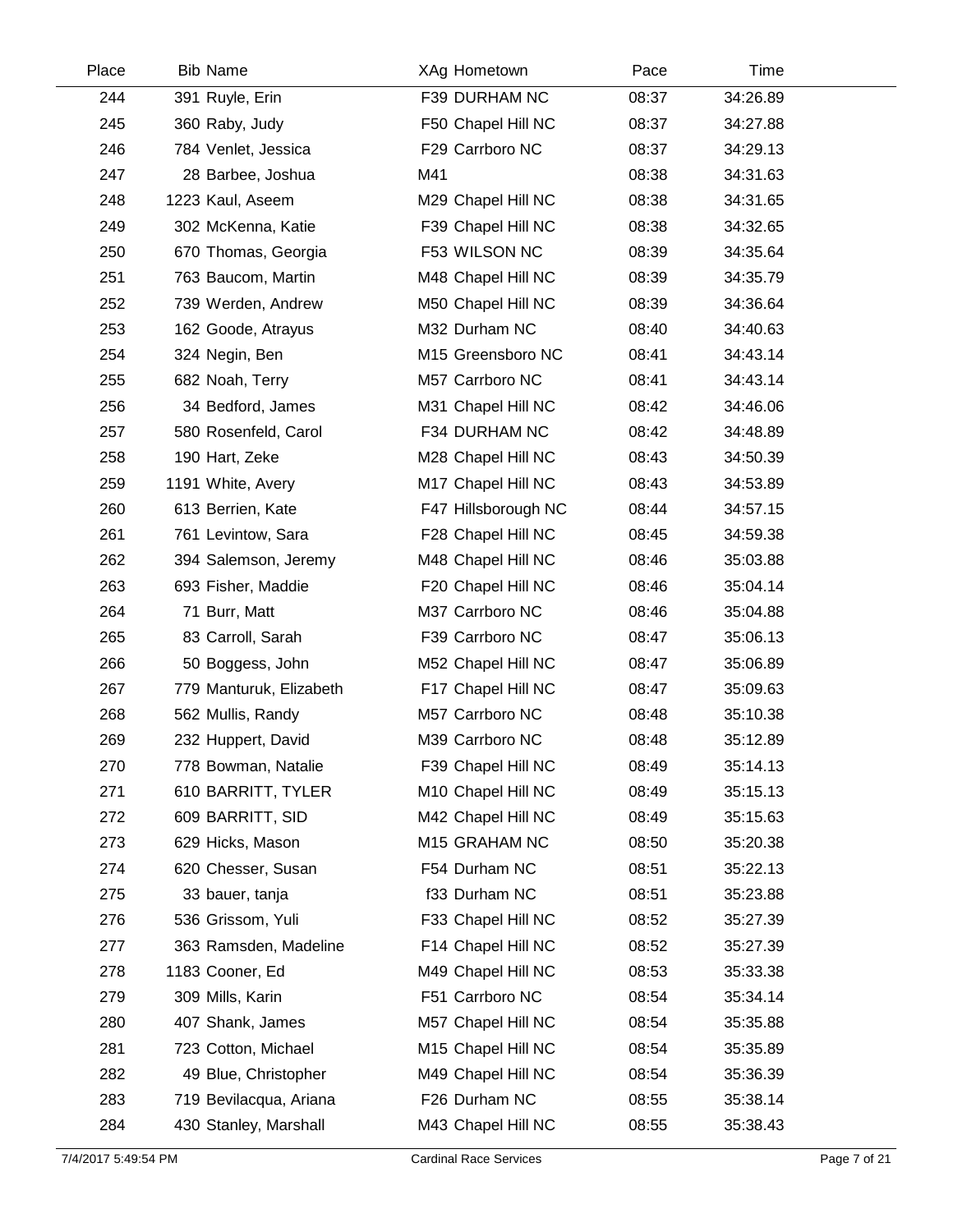| Place | Bib | Name | XAg | Hometown | Pace | Time |
|---|---|---|---|---|---|---|
| 244 | 391 | Ruyle, Erin | F39 | DURHAM NC | 08:37 | 34:26.89 |
| 245 | 360 | Raby, Judy | F50 | Chapel Hill NC | 08:37 | 34:27.88 |
| 246 | 784 | Venlet, Jessica | F29 | Carrboro NC | 08:37 | 34:29.13 |
| 247 | 28 | Barbee, Joshua | M41 | | 08:38 | 34:31.63 |
| 248 | 1223 | Kaul, Aseem | M29 | Chapel Hill NC | 08:38 | 34:31.65 |
| 249 | 302 | McKenna, Katie | F39 | Chapel Hill NC | 08:38 | 34:32.65 |
| 250 | 670 | Thomas, Georgia | F53 | WILSON NC | 08:39 | 34:35.64 |
| 251 | 763 | Baucom, Martin | M48 | Chapel Hill NC | 08:39 | 34:35.79 |
| 252 | 739 | Werden, Andrew | M50 | Chapel Hill NC | 08:39 | 34:36.64 |
| 253 | 162 | Goode, Atrayus | M32 | Durham NC | 08:40 | 34:40.63 |
| 254 | 324 | Negin, Ben | M15 | Greensboro NC | 08:41 | 34:43.14 |
| 255 | 682 | Noah, Terry | M57 | Carrboro NC | 08:41 | 34:43.14 |
| 256 | 34 | Bedford, James | M31 | Chapel Hill NC | 08:42 | 34:46.06 |
| 257 | 580 | Rosenfeld, Carol | F34 | DURHAM NC | 08:42 | 34:48.89 |
| 258 | 190 | Hart, Zeke | M28 | Chapel Hill NC | 08:43 | 34:50.39 |
| 259 | 1191 | White, Avery | M17 | Chapel Hill NC | 08:43 | 34:53.89 |
| 260 | 613 | Berrien, Kate | F47 | Hillsborough NC | 08:44 | 34:57.15 |
| 261 | 761 | Levintow, Sara | F28 | Chapel Hill NC | 08:45 | 34:59.38 |
| 262 | 394 | Salemson, Jeremy | M48 | Chapel Hill NC | 08:46 | 35:03.88 |
| 263 | 693 | Fisher, Maddie | F20 | Chapel Hill NC | 08:46 | 35:04.14 |
| 264 | 71 | Burr, Matt | M37 | Carrboro NC | 08:46 | 35:04.88 |
| 265 | 83 | Carroll, Sarah | F39 | Carrboro NC | 08:47 | 35:06.13 |
| 266 | 50 | Boggess, John | M52 | Chapel Hill NC | 08:47 | 35:06.89 |
| 267 | 779 | Manturuk, Elizabeth | F17 | Chapel Hill NC | 08:47 | 35:09.63 |
| 268 | 562 | Mullis, Randy | M57 | Carrboro NC | 08:48 | 35:10.38 |
| 269 | 232 | Huppert, David | M39 | Carrboro NC | 08:48 | 35:12.89 |
| 270 | 778 | Bowman, Natalie | F39 | Chapel Hill NC | 08:49 | 35:14.13 |
| 271 | 610 | BARRITT, TYLER | M10 | Chapel Hill NC | 08:49 | 35:15.13 |
| 272 | 609 | BARRITT, SID | M42 | Chapel Hill NC | 08:49 | 35:15.63 |
| 273 | 629 | Hicks, Mason | M15 | GRAHAM NC | 08:50 | 35:20.38 |
| 274 | 620 | Chesser, Susan | F54 | Durham NC | 08:51 | 35:22.13 |
| 275 | 33 | bauer, tanja | f33 | Durham NC | 08:51 | 35:23.88 |
| 276 | 536 | Grissom, Yuli | F33 | Chapel Hill NC | 08:52 | 35:27.39 |
| 277 | 363 | Ramsden, Madeline | F14 | Chapel Hill NC | 08:52 | 35:27.39 |
| 278 | 1183 | Cooner, Ed | M49 | Chapel Hill NC | 08:53 | 35:33.38 |
| 279 | 309 | Mills, Karin | F51 | Carrboro NC | 08:54 | 35:34.14 |
| 280 | 407 | Shank, James | M57 | Chapel Hill NC | 08:54 | 35:35.88 |
| 281 | 723 | Cotton, Michael | M15 | Chapel Hill NC | 08:54 | 35:35.89 |
| 282 | 49 | Blue, Christopher | M49 | Chapel Hill NC | 08:54 | 35:36.39 |
| 283 | 719 | Bevilacqua, Ariana | F26 | Durham NC | 08:55 | 35:38.14 |
| 284 | 430 | Stanley, Marshall | M43 | Chapel Hill NC | 08:55 | 35:38.43 |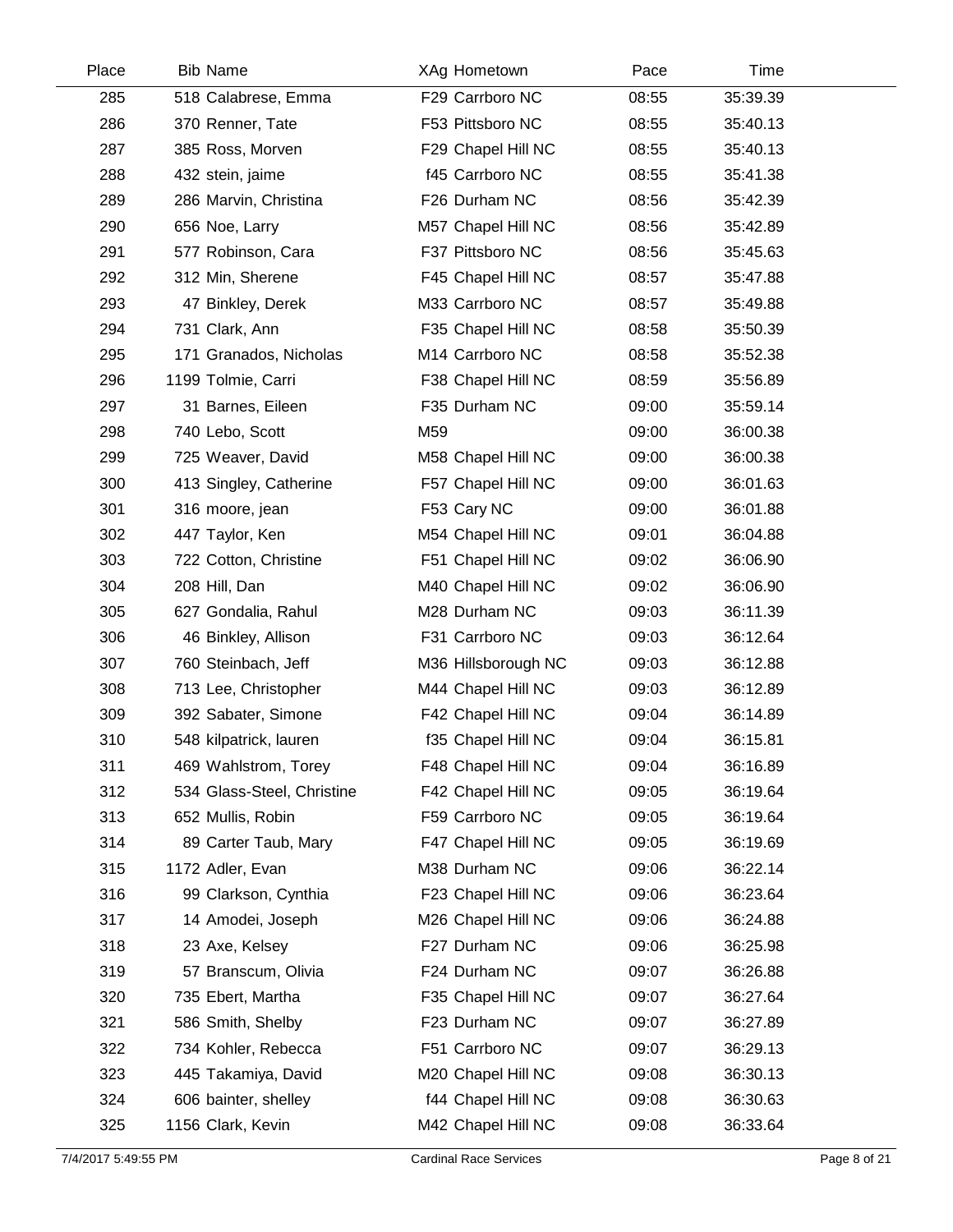| Place | Bib | Name | XAg | Hometown | Pace | Time |
|---|---|---|---|---|---|---|
| 285 | 518 | Calabrese, Emma | F29 | Carrboro NC | 08:55 | 35:39.39 |
| 286 | 370 | Renner, Tate | F53 | Pittsboro NC | 08:55 | 35:40.13 |
| 287 | 385 | Ross, Morven | F29 | Chapel Hill NC | 08:55 | 35:40.13 |
| 288 | 432 | stein, jaime | f45 | Carrboro NC | 08:55 | 35:41.38 |
| 289 | 286 | Marvin, Christina | F26 | Durham NC | 08:56 | 35:42.39 |
| 290 | 656 | Noe, Larry | M57 | Chapel Hill NC | 08:56 | 35:42.89 |
| 291 | 577 | Robinson, Cara | F37 | Pittsboro NC | 08:56 | 35:45.63 |
| 292 | 312 | Min, Sherene | F45 | Chapel Hill NC | 08:57 | 35:47.88 |
| 293 | 47 | Binkley, Derek | M33 | Carrboro NC | 08:57 | 35:49.88 |
| 294 | 731 | Clark, Ann | F35 | Chapel Hill NC | 08:58 | 35:50.39 |
| 295 | 171 | Granados, Nicholas | M14 | Carrboro NC | 08:58 | 35:52.38 |
| 296 | 1199 | Tolmie, Carri | F38 | Chapel Hill NC | 08:59 | 35:56.89 |
| 297 | 31 | Barnes, Eileen | F35 | Durham NC | 09:00 | 35:59.14 |
| 298 | 740 | Lebo, Scott | M59 | | 09:00 | 36:00.38 |
| 299 | 725 | Weaver, David | M58 | Chapel Hill NC | 09:00 | 36:00.38 |
| 300 | 413 | Singley, Catherine | F57 | Chapel Hill NC | 09:00 | 36:01.63 |
| 301 | 316 | moore, jean | F53 | Cary NC | 09:00 | 36:01.88 |
| 302 | 447 | Taylor, Ken | M54 | Chapel Hill NC | 09:01 | 36:04.88 |
| 303 | 722 | Cotton, Christine | F51 | Chapel Hill NC | 09:02 | 36:06.90 |
| 304 | 208 | Hill, Dan | M40 | Chapel Hill NC | 09:02 | 36:06.90 |
| 305 | 627 | Gondalia, Rahul | M28 | Durham NC | 09:03 | 36:11.39 |
| 306 | 46 | Binkley, Allison | F31 | Carrboro NC | 09:03 | 36:12.64 |
| 307 | 760 | Steinbach, Jeff | M36 | Hillsborough NC | 09:03 | 36:12.88 |
| 308 | 713 | Lee, Christopher | M44 | Chapel Hill NC | 09:03 | 36:12.89 |
| 309 | 392 | Sabater, Simone | F42 | Chapel Hill NC | 09:04 | 36:14.89 |
| 310 | 548 | kilpatrick, lauren | f35 | Chapel Hill NC | 09:04 | 36:15.81 |
| 311 | 469 | Wahlstrom, Torey | F48 | Chapel Hill NC | 09:04 | 36:16.89 |
| 312 | 534 | Glass-Steel, Christine | F42 | Chapel Hill NC | 09:05 | 36:19.64 |
| 313 | 652 | Mullis, Robin | F59 | Carrboro NC | 09:05 | 36:19.64 |
| 314 | 89 | Carter Taub, Mary | F47 | Chapel Hill NC | 09:05 | 36:19.69 |
| 315 | 1172 | Adler, Evan | M38 | Durham NC | 09:06 | 36:22.14 |
| 316 | 99 | Clarkson, Cynthia | F23 | Chapel Hill NC | 09:06 | 36:23.64 |
| 317 | 14 | Amodei, Joseph | M26 | Chapel Hill NC | 09:06 | 36:24.88 |
| 318 | 23 | Axe, Kelsey | F27 | Durham NC | 09:06 | 36:25.98 |
| 319 | 57 | Branscum, Olivia | F24 | Durham NC | 09:07 | 36:26.88 |
| 320 | 735 | Ebert, Martha | F35 | Chapel Hill NC | 09:07 | 36:27.64 |
| 321 | 586 | Smith, Shelby | F23 | Durham NC | 09:07 | 36:27.89 |
| 322 | 734 | Kohler, Rebecca | F51 | Carrboro NC | 09:07 | 36:29.13 |
| 323 | 445 | Takamiya, David | M20 | Chapel Hill NC | 09:08 | 36:30.13 |
| 324 | 606 | bainter, shelley | f44 | Chapel Hill NC | 09:08 | 36:30.63 |
| 325 | 1156 | Clark, Kevin | M42 | Chapel Hill NC | 09:08 | 36:33.64 |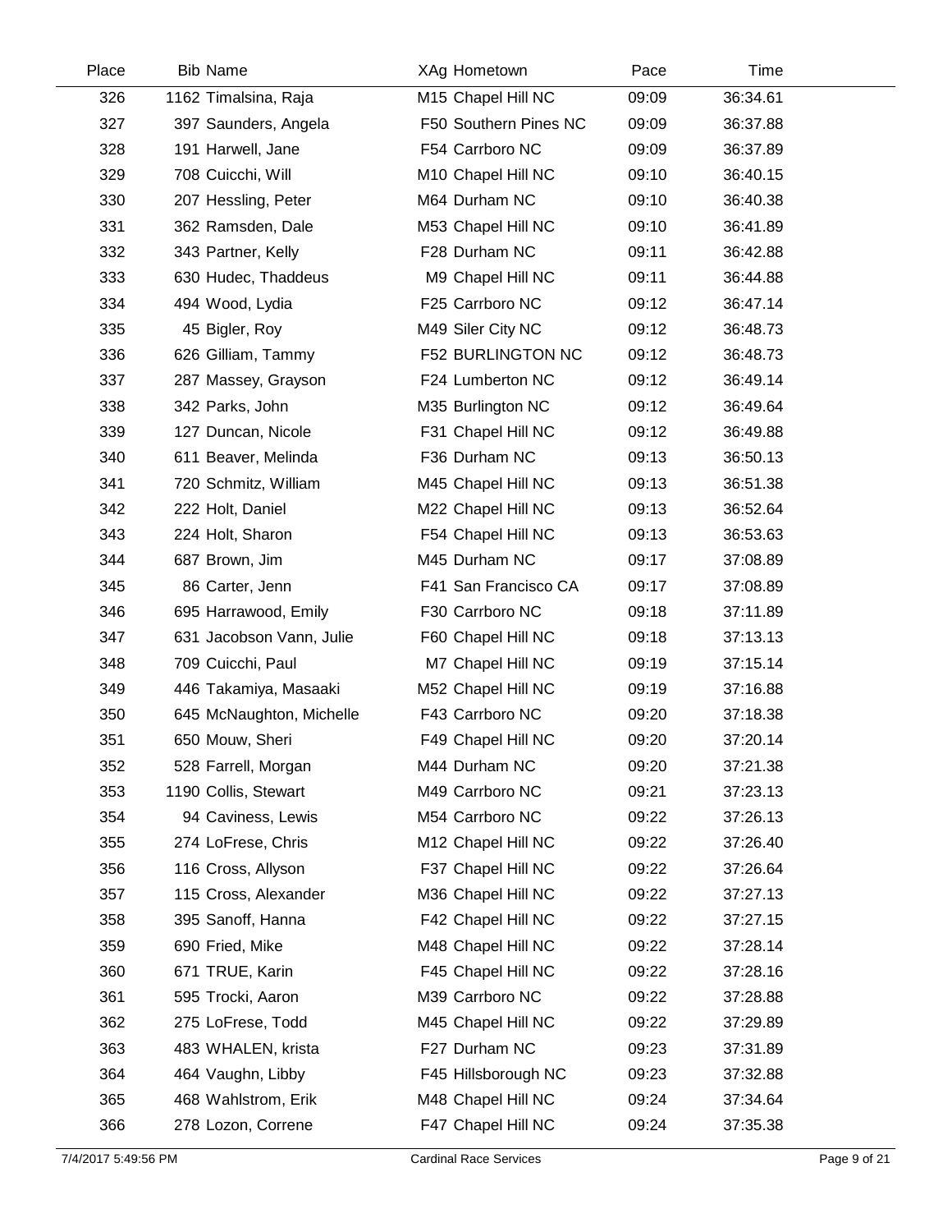| Place | Bib | Name | XAg | Hometown | Pace | Time |
|---|---|---|---|---|---|---|
| 326 | 1162 | Timalsina, Raja | M15 | Chapel Hill NC | 09:09 | 36:34.61 |
| 327 | 397 | Saunders, Angela | F50 | Southern Pines NC | 09:09 | 36:37.88 |
| 328 | 191 | Harwell, Jane | F54 | Carrboro NC | 09:09 | 36:37.89 |
| 329 | 708 | Cuicchi, Will | M10 | Chapel Hill NC | 09:10 | 36:40.15 |
| 330 | 207 | Hessling, Peter | M64 | Durham NC | 09:10 | 36:40.38 |
| 331 | 362 | Ramsden, Dale | M53 | Chapel Hill NC | 09:10 | 36:41.89 |
| 332 | 343 | Partner, Kelly | F28 | Durham NC | 09:11 | 36:42.88 |
| 333 | 630 | Hudec, Thaddeus | M9 | Chapel Hill NC | 09:11 | 36:44.88 |
| 334 | 494 | Wood, Lydia | F25 | Carrboro NC | 09:12 | 36:47.14 |
| 335 | 45 | Bigler, Roy | M49 | Siler City NC | 09:12 | 36:48.73 |
| 336 | 626 | Gilliam, Tammy | F52 | BURLINGTON NC | 09:12 | 36:48.73 |
| 337 | 287 | Massey, Grayson | F24 | Lumberton NC | 09:12 | 36:49.14 |
| 338 | 342 | Parks, John | M35 | Burlington NC | 09:12 | 36:49.64 |
| 339 | 127 | Duncan, Nicole | F31 | Chapel Hill NC | 09:12 | 36:49.88 |
| 340 | 611 | Beaver, Melinda | F36 | Durham NC | 09:13 | 36:50.13 |
| 341 | 720 | Schmitz, William | M45 | Chapel Hill NC | 09:13 | 36:51.38 |
| 342 | 222 | Holt, Daniel | M22 | Chapel Hill NC | 09:13 | 36:52.64 |
| 343 | 224 | Holt, Sharon | F54 | Chapel Hill NC | 09:13 | 36:53.63 |
| 344 | 687 | Brown, Jim | M45 | Durham NC | 09:17 | 37:08.89 |
| 345 | 86 | Carter, Jenn | F41 | San Francisco CA | 09:17 | 37:08.89 |
| 346 | 695 | Harrawood, Emily | F30 | Carrboro NC | 09:18 | 37:11.89 |
| 347 | 631 | Jacobson Vann, Julie | F60 | Chapel Hill NC | 09:18 | 37:13.13 |
| 348 | 709 | Cuicchi, Paul | M7 | Chapel Hill NC | 09:19 | 37:15.14 |
| 349 | 446 | Takamiya, Masaaki | M52 | Chapel Hill NC | 09:19 | 37:16.88 |
| 350 | 645 | McNaughton, Michelle | F43 | Carrboro NC | 09:20 | 37:18.38 |
| 351 | 650 | Mouw, Sheri | F49 | Chapel Hill NC | 09:20 | 37:20.14 |
| 352 | 528 | Farrell, Morgan | M44 | Durham NC | 09:20 | 37:21.38 |
| 353 | 1190 | Collis, Stewart | M49 | Carrboro NC | 09:21 | 37:23.13 |
| 354 | 94 | Caviness, Lewis | M54 | Carrboro NC | 09:22 | 37:26.13 |
| 355 | 274 | LoFrese, Chris | M12 | Chapel Hill NC | 09:22 | 37:26.40 |
| 356 | 116 | Cross, Allyson | F37 | Chapel Hill NC | 09:22 | 37:26.64 |
| 357 | 115 | Cross, Alexander | M36 | Chapel Hill NC | 09:22 | 37:27.13 |
| 358 | 395 | Sanoff, Hanna | F42 | Chapel Hill NC | 09:22 | 37:27.15 |
| 359 | 690 | Fried, Mike | M48 | Chapel Hill NC | 09:22 | 37:28.14 |
| 360 | 671 | TRUE, Karin | F45 | Chapel Hill NC | 09:22 | 37:28.16 |
| 361 | 595 | Trocki, Aaron | M39 | Carrboro NC | 09:22 | 37:28.88 |
| 362 | 275 | LoFrese, Todd | M45 | Chapel Hill NC | 09:22 | 37:29.89 |
| 363 | 483 | WHALEN, krista | F27 | Durham NC | 09:23 | 37:31.89 |
| 364 | 464 | Vaughn, Libby | F45 | Hillsborough NC | 09:23 | 37:32.88 |
| 365 | 468 | Wahlstrom, Erik | M48 | Chapel Hill NC | 09:24 | 37:34.64 |
| 366 | 278 | Lozon, Correne | F47 | Chapel Hill NC | 09:24 | 37:35.38 |

7/4/2017 5:49:56 PM Cardinal Race Services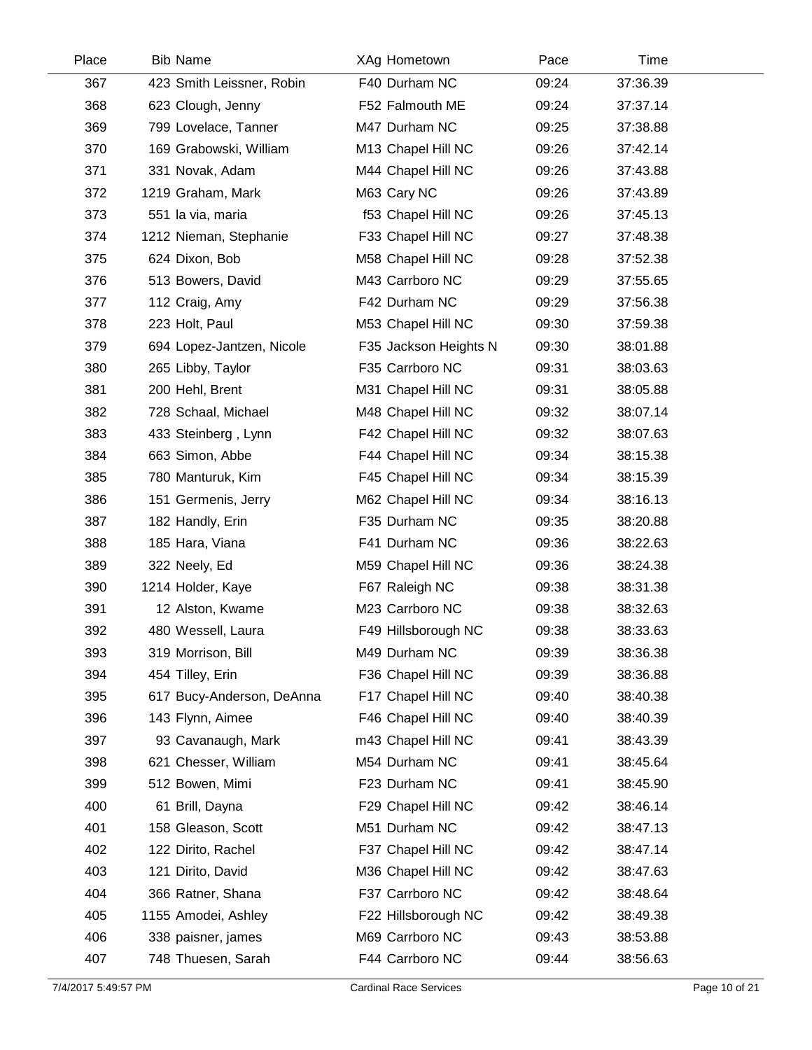| Place | Bib | Name | XAg | Hometown | Pace | Time |
|---|---|---|---|---|---|---|
| 367 | 423 | Smith Leissner, Robin | F40 | Durham NC | 09:24 | 37:36.39 |
| 368 | 623 | Clough, Jenny | F52 | Falmouth ME | 09:24 | 37:37.14 |
| 369 | 799 | Lovelace, Tanner | M47 | Durham NC | 09:25 | 37:38.88 |
| 370 | 169 | Grabowski, William | M13 | Chapel Hill NC | 09:26 | 37:42.14 |
| 371 | 331 | Novak, Adam | M44 | Chapel Hill NC | 09:26 | 37:43.88 |
| 372 | 1219 | Graham, Mark | M63 | Cary NC | 09:26 | 37:43.89 |
| 373 | 551 | la via, maria | f53 | Chapel Hill NC | 09:26 | 37:45.13 |
| 374 | 1212 | Nieman, Stephanie | F33 | Chapel Hill NC | 09:27 | 37:48.38 |
| 375 | 624 | Dixon, Bob | M58 | Chapel Hill NC | 09:28 | 37:52.38 |
| 376 | 513 | Bowers, David | M43 | Carrboro NC | 09:29 | 37:55.65 |
| 377 | 112 | Craig, Amy | F42 | Durham NC | 09:29 | 37:56.38 |
| 378 | 223 | Holt, Paul | M53 | Chapel Hill NC | 09:30 | 37:59.38 |
| 379 | 694 | Lopez-Jantzen, Nicole | F35 | Jackson Heights N | 09:30 | 38:01.88 |
| 380 | 265 | Libby, Taylor | F35 | Carrboro NC | 09:31 | 38:03.63 |
| 381 | 200 | Hehl, Brent | M31 | Chapel Hill NC | 09:31 | 38:05.88 |
| 382 | 728 | Schaal, Michael | M48 | Chapel Hill NC | 09:32 | 38:07.14 |
| 383 | 433 | Steinberg , Lynn | F42 | Chapel Hill NC | 09:32 | 38:07.63 |
| 384 | 663 | Simon, Abbe | F44 | Chapel Hill NC | 09:34 | 38:15.38 |
| 385 | 780 | Manturuk, Kim | F45 | Chapel Hill NC | 09:34 | 38:15.39 |
| 386 | 151 | Germenis, Jerry | M62 | Chapel Hill NC | 09:34 | 38:16.13 |
| 387 | 182 | Handly, Erin | F35 | Durham NC | 09:35 | 38:20.88 |
| 388 | 185 | Hara, Viana | F41 | Durham NC | 09:36 | 38:22.63 |
| 389 | 322 | Neely, Ed | M59 | Chapel Hill NC | 09:36 | 38:24.38 |
| 390 | 1214 | Holder, Kaye | F67 | Raleigh NC | 09:38 | 38:31.38 |
| 391 | 12 | Alston, Kwame | M23 | Carrboro NC | 09:38 | 38:32.63 |
| 392 | 480 | Wessell, Laura | F49 | Hillsborough NC | 09:38 | 38:33.63 |
| 393 | 319 | Morrison, Bill | M49 | Durham NC | 09:39 | 38:36.38 |
| 394 | 454 | Tilley, Erin | F36 | Chapel Hill NC | 09:39 | 38:36.88 |
| 395 | 617 | Bucy-Anderson, DeAnna | F17 | Chapel Hill NC | 09:40 | 38:40.38 |
| 396 | 143 | Flynn, Aimee | F46 | Chapel Hill NC | 09:40 | 38:40.39 |
| 397 | 93 | Cavanaugh, Mark | m43 | Chapel Hill NC | 09:41 | 38:43.39 |
| 398 | 621 | Chesser, William | M54 | Durham NC | 09:41 | 38:45.64 |
| 399 | 512 | Bowen, Mimi | F23 | Durham NC | 09:41 | 38:45.90 |
| 400 | 61 | Brill, Dayna | F29 | Chapel Hill NC | 09:42 | 38:46.14 |
| 401 | 158 | Gleason, Scott | M51 | Durham NC | 09:42 | 38:47.13 |
| 402 | 122 | Dirito, Rachel | F37 | Chapel Hill NC | 09:42 | 38:47.14 |
| 403 | 121 | Dirito, David | M36 | Chapel Hill NC | 09:42 | 38:47.63 |
| 404 | 366 | Ratner, Shana | F37 | Carrboro NC | 09:42 | 38:48.64 |
| 405 | 1155 | Amodei, Ashley | F22 | Hillsborough NC | 09:42 | 38:49.38 |
| 406 | 338 | paisner, james | M69 | Carrboro NC | 09:43 | 38:53.88 |
| 407 | 748 | Thuesen, Sarah | F44 | Carrboro NC | 09:44 | 38:56.63 |

7/4/2017 5:49:57 PM — Cardinal Race Services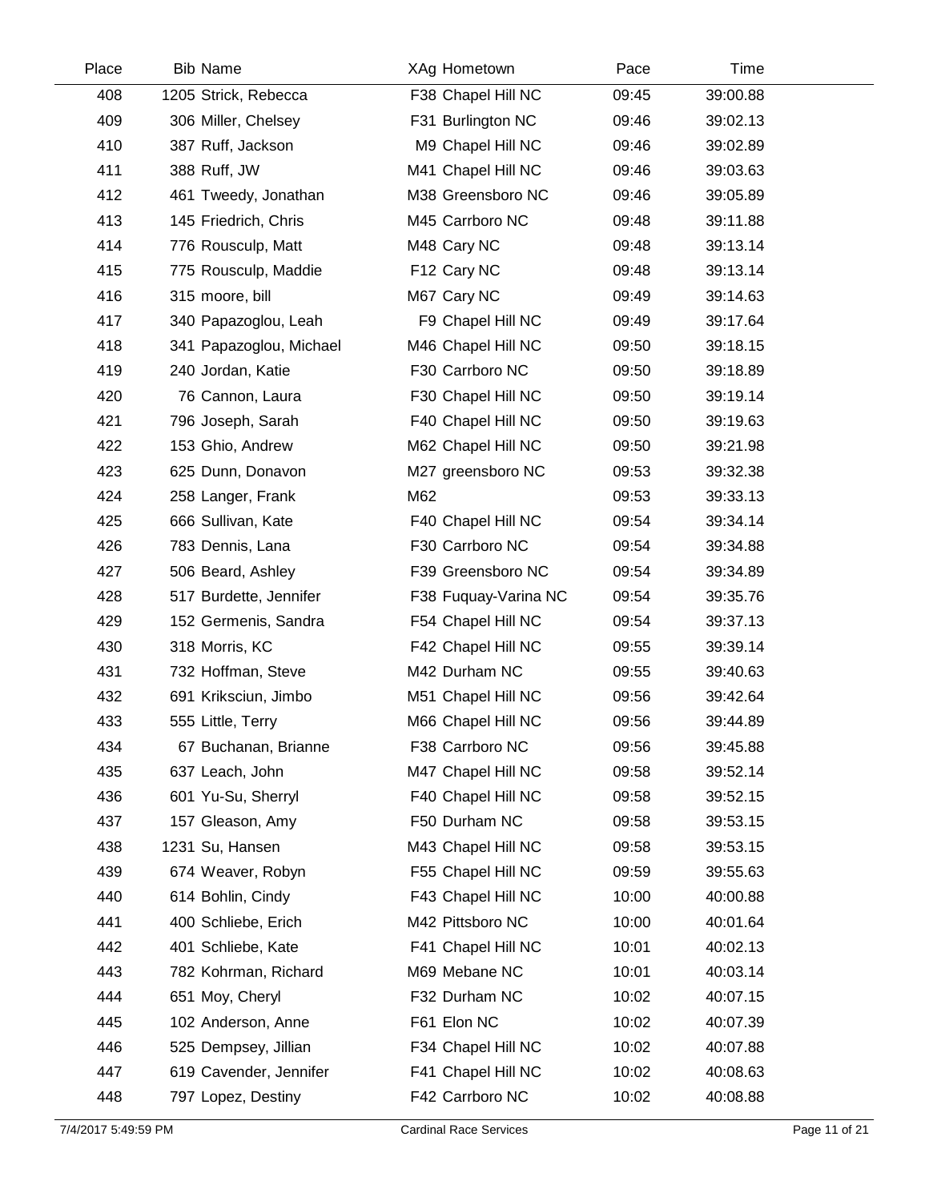| Place | Bib | Name | XAg | Hometown | Pace | Time |
|---|---|---|---|---|---|---|
| 408 | 1205 | Strick, Rebecca | F38 | Chapel Hill NC | 09:45 | 39:00.88 |
| 409 | 306 | Miller, Chelsey | F31 | Burlington NC | 09:46 | 39:02.13 |
| 410 | 387 | Ruff, Jackson | M9 | Chapel Hill NC | 09:46 | 39:02.89 |
| 411 | 388 | Ruff, JW | M41 | Chapel Hill NC | 09:46 | 39:03.63 |
| 412 | 461 | Tweedy, Jonathan | M38 | Greensboro NC | 09:46 | 39:05.89 |
| 413 | 145 | Friedrich, Chris | M45 | Carrboro NC | 09:48 | 39:11.88 |
| 414 | 776 | Rousculp, Matt | M48 | Cary NC | 09:48 | 39:13.14 |
| 415 | 775 | Rousculp, Maddie | F12 | Cary NC | 09:48 | 39:13.14 |
| 416 | 315 | moore, bill | M67 | Cary NC | 09:49 | 39:14.63 |
| 417 | 340 | Papazoglou, Leah | F9 | Chapel Hill NC | 09:49 | 39:17.64 |
| 418 | 341 | Papazoglou, Michael | M46 | Chapel Hill NC | 09:50 | 39:18.15 |
| 419 | 240 | Jordan, Katie | F30 | Carrboro NC | 09:50 | 39:18.89 |
| 420 | 76 | Cannon, Laura | F30 | Chapel Hill NC | 09:50 | 39:19.14 |
| 421 | 796 | Joseph, Sarah | F40 | Chapel Hill NC | 09:50 | 39:19.63 |
| 422 | 153 | Ghio, Andrew | M62 | Chapel Hill NC | 09:50 | 39:21.98 |
| 423 | 625 | Dunn, Donavon | M27 | greensboro NC | 09:53 | 39:32.38 |
| 424 | 258 | Langer, Frank | M62 | | 09:53 | 39:33.13 |
| 425 | 666 | Sullivan, Kate | F40 | Chapel Hill NC | 09:54 | 39:34.14 |
| 426 | 783 | Dennis, Lana | F30 | Carrboro NC | 09:54 | 39:34.88 |
| 427 | 506 | Beard, Ashley | F39 | Greensboro NC | 09:54 | 39:34.89 |
| 428 | 517 | Burdette, Jennifer | F38 | Fuquay-Varina NC | 09:54 | 39:35.76 |
| 429 | 152 | Germenis, Sandra | F54 | Chapel Hill NC | 09:54 | 39:37.13 |
| 430 | 318 | Morris, KC | F42 | Chapel Hill NC | 09:55 | 39:39.14 |
| 431 | 732 | Hoffman, Steve | M42 | Durham NC | 09:55 | 39:40.63 |
| 432 | 691 | Kriksciun, Jimbo | M51 | Chapel Hill NC | 09:56 | 39:42.64 |
| 433 | 555 | Little, Terry | M66 | Chapel Hill NC | 09:56 | 39:44.89 |
| 434 | 67 | Buchanan, Brianne | F38 | Carrboro NC | 09:56 | 39:45.88 |
| 435 | 637 | Leach, John | M47 | Chapel Hill NC | 09:58 | 39:52.14 |
| 436 | 601 | Yu-Su, Sherryl | F40 | Chapel Hill NC | 09:58 | 39:52.15 |
| 437 | 157 | Gleason, Amy | F50 | Durham NC | 09:58 | 39:53.15 |
| 438 | 1231 | Su, Hansen | M43 | Chapel Hill NC | 09:58 | 39:53.15 |
| 439 | 674 | Weaver, Robyn | F55 | Chapel Hill NC | 09:59 | 39:55.63 |
| 440 | 614 | Bohlin, Cindy | F43 | Chapel Hill NC | 10:00 | 40:00.88 |
| 441 | 400 | Schliebe, Erich | M42 | Pittsboro NC | 10:00 | 40:01.64 |
| 442 | 401 | Schliebe, Kate | F41 | Chapel Hill NC | 10:01 | 40:02.13 |
| 443 | 782 | Kohrman, Richard | M69 | Mebane NC | 10:01 | 40:03.14 |
| 444 | 651 | Moy, Cheryl | F32 | Durham NC | 10:02 | 40:07.15 |
| 445 | 102 | Anderson, Anne | F61 | Elon NC | 10:02 | 40:07.39 |
| 446 | 525 | Dempsey, Jillian | F34 | Chapel Hill NC | 10:02 | 40:07.88 |
| 447 | 619 | Cavender, Jennifer | F41 | Chapel Hill NC | 10:02 | 40:08.63 |
| 448 | 797 | Lopez, Destiny | F42 | Carrboro NC | 10:02 | 40:08.88 |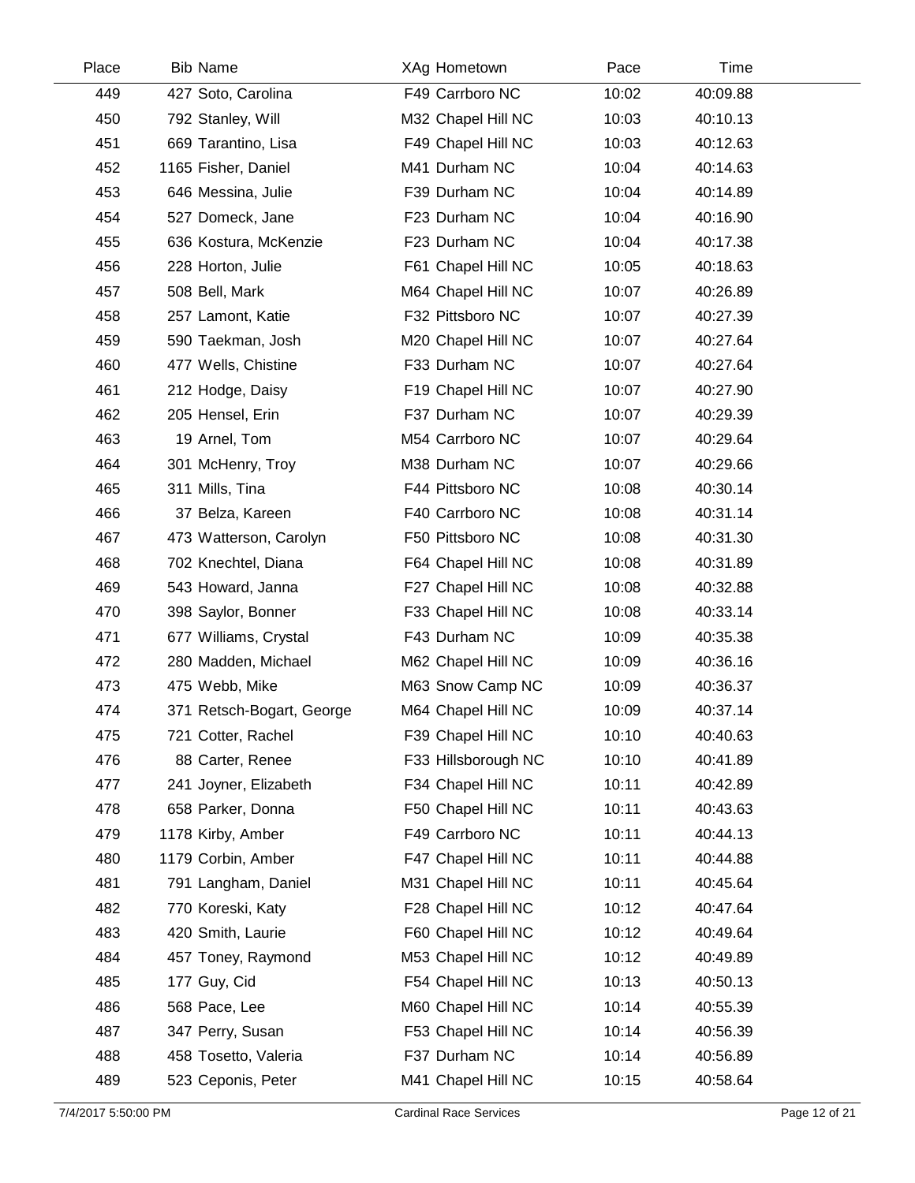| Place | Bib | Name | XAg | Hometown | Pace | Time |
|---|---|---|---|---|---|---|
| 449 | 427 | Soto, Carolina | F49 | Carrboro NC | 10:02 | 40:09.88 |
| 450 | 792 | Stanley, Will | M32 | Chapel Hill NC | 10:03 | 40:10.13 |
| 451 | 669 | Tarantino, Lisa | F49 | Chapel Hill NC | 10:03 | 40:12.63 |
| 452 | 1165 | Fisher, Daniel | M41 | Durham NC | 10:04 | 40:14.63 |
| 453 | 646 | Messina, Julie | F39 | Durham NC | 10:04 | 40:14.89 |
| 454 | 527 | Domeck, Jane | F23 | Durham NC | 10:04 | 40:16.90 |
| 455 | 636 | Kostura, McKenzie | F23 | Durham NC | 10:04 | 40:17.38 |
| 456 | 228 | Horton, Julie | F61 | Chapel Hill NC | 10:05 | 40:18.63 |
| 457 | 508 | Bell, Mark | M64 | Chapel Hill NC | 10:07 | 40:26.89 |
| 458 | 257 | Lamont, Katie | F32 | Pittsboro NC | 10:07 | 40:27.39 |
| 459 | 590 | Taekman, Josh | M20 | Chapel Hill NC | 10:07 | 40:27.64 |
| 460 | 477 | Wells, Chistine | F33 | Durham NC | 10:07 | 40:27.64 |
| 461 | 212 | Hodge, Daisy | F19 | Chapel Hill NC | 10:07 | 40:27.90 |
| 462 | 205 | Hensel, Erin | F37 | Durham NC | 10:07 | 40:29.39 |
| 463 | 19 | Arnel, Tom | M54 | Carrboro NC | 10:07 | 40:29.64 |
| 464 | 301 | McHenry, Troy | M38 | Durham NC | 10:07 | 40:29.66 |
| 465 | 311 | Mills, Tina | F44 | Pittsboro NC | 10:08 | 40:30.14 |
| 466 | 37 | Belza, Kareen | F40 | Carrboro NC | 10:08 | 40:31.14 |
| 467 | 473 | Watterson, Carolyn | F50 | Pittsboro NC | 10:08 | 40:31.30 |
| 468 | 702 | Knechtel, Diana | F64 | Chapel Hill NC | 10:08 | 40:31.89 |
| 469 | 543 | Howard, Janna | F27 | Chapel Hill NC | 10:08 | 40:32.88 |
| 470 | 398 | Saylor, Bonner | F33 | Chapel Hill NC | 10:08 | 40:33.14 |
| 471 | 677 | Williams, Crystal | F43 | Durham NC | 10:09 | 40:35.38 |
| 472 | 280 | Madden, Michael | M62 | Chapel Hill NC | 10:09 | 40:36.16 |
| 473 | 475 | Webb, Mike | M63 | Snow Camp NC | 10:09 | 40:36.37 |
| 474 | 371 | Retsch-Bogart, George | M64 | Chapel Hill NC | 10:09 | 40:37.14 |
| 475 | 721 | Cotter, Rachel | F39 | Chapel Hill NC | 10:10 | 40:40.63 |
| 476 | 88 | Carter, Renee | F33 | Hillsborough NC | 10:10 | 40:41.89 |
| 477 | 241 | Joyner, Elizabeth | F34 | Chapel Hill NC | 10:11 | 40:42.89 |
| 478 | 658 | Parker, Donna | F50 | Chapel Hill NC | 10:11 | 40:43.63 |
| 479 | 1178 | Kirby, Amber | F49 | Carrboro NC | 10:11 | 40:44.13 |
| 480 | 1179 | Corbin, Amber | F47 | Chapel Hill NC | 10:11 | 40:44.88 |
| 481 | 791 | Langham, Daniel | M31 | Chapel Hill NC | 10:11 | 40:45.64 |
| 482 | 770 | Koreski, Katy | F28 | Chapel Hill NC | 10:12 | 40:47.64 |
| 483 | 420 | Smith, Laurie | F60 | Chapel Hill NC | 10:12 | 40:49.64 |
| 484 | 457 | Toney, Raymond | M53 | Chapel Hill NC | 10:12 | 40:49.89 |
| 485 | 177 | Guy, Cid | F54 | Chapel Hill NC | 10:13 | 40:50.13 |
| 486 | 568 | Pace, Lee | M60 | Chapel Hill NC | 10:14 | 40:55.39 |
| 487 | 347 | Perry, Susan | F53 | Chapel Hill NC | 10:14 | 40:56.39 |
| 488 | 458 | Tosetto, Valeria | F37 | Durham NC | 10:14 | 40:56.89 |
| 489 | 523 | Ceponis, Peter | M41 | Chapel Hill NC | 10:15 | 40:58.64 |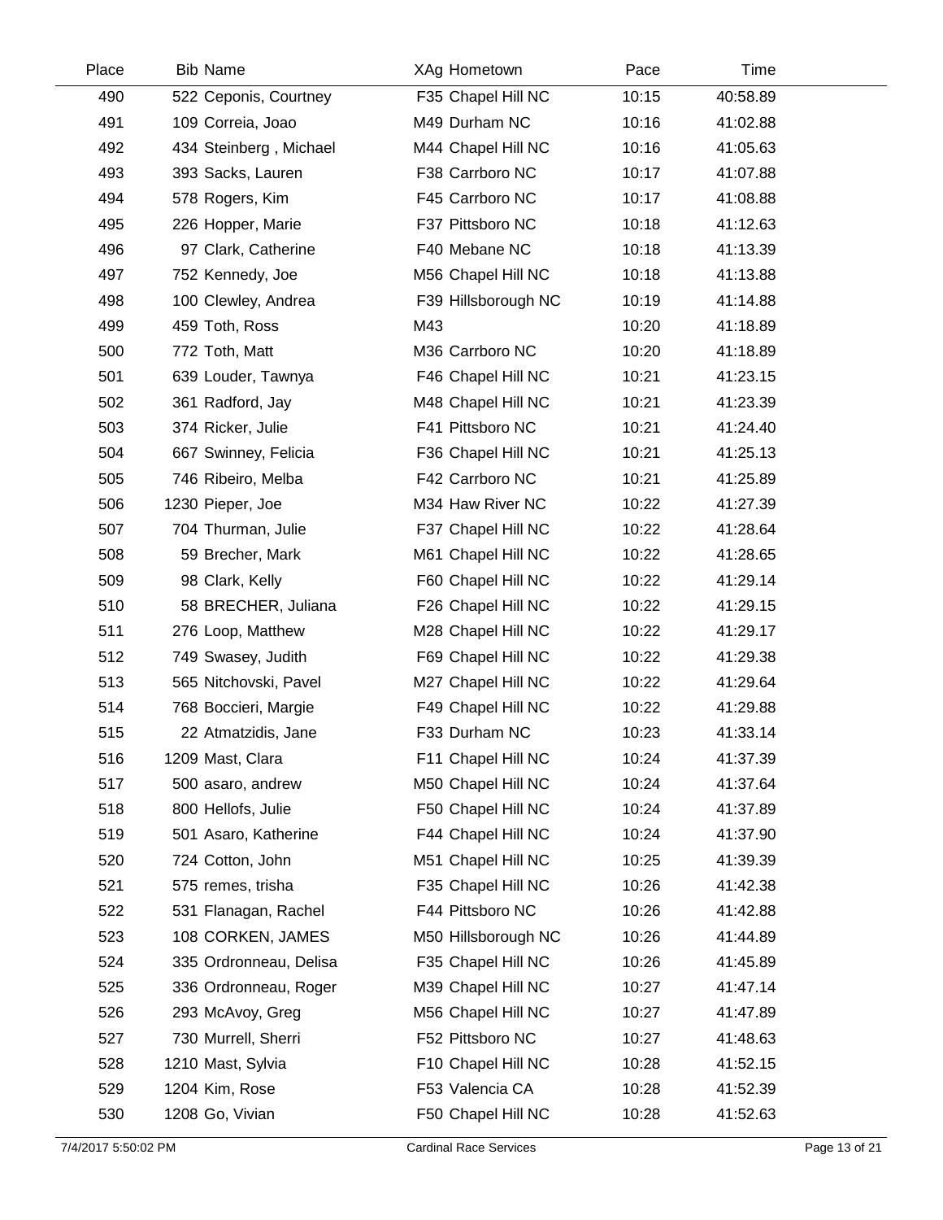| Place | Bib | Name | XAg | Hometown | Pace | Time |
|---|---|---|---|---|---|---|
| 490 | 522 | Ceponis, Courtney | F35 | Chapel Hill NC | 10:15 | 40:58.89 |
| 491 | 109 | Correia, Joao | M49 | Durham NC | 10:16 | 41:02.88 |
| 492 | 434 | Steinberg , Michael | M44 | Chapel Hill NC | 10:16 | 41:05.63 |
| 493 | 393 | Sacks, Lauren | F38 | Carrboro NC | 10:17 | 41:07.88 |
| 494 | 578 | Rogers, Kim | F45 | Carrboro NC | 10:17 | 41:08.88 |
| 495 | 226 | Hopper, Marie | F37 | Pittsboro NC | 10:18 | 41:12.63 |
| 496 | 97 | Clark, Catherine | F40 | Mebane NC | 10:18 | 41:13.39 |
| 497 | 752 | Kennedy, Joe | M56 | Chapel Hill NC | 10:18 | 41:13.88 |
| 498 | 100 | Clewley, Andrea | F39 | Hillsborough NC | 10:19 | 41:14.88 |
| 499 | 459 | Toth, Ross | M43 | | 10:20 | 41:18.89 |
| 500 | 772 | Toth, Matt | M36 | Carrboro NC | 10:20 | 41:18.89 |
| 501 | 639 | Louder, Tawnya | F46 | Chapel Hill NC | 10:21 | 41:23.15 |
| 502 | 361 | Radford, Jay | M48 | Chapel Hill NC | 10:21 | 41:23.39 |
| 503 | 374 | Ricker, Julie | F41 | Pittsboro NC | 10:21 | 41:24.40 |
| 504 | 667 | Swinney, Felicia | F36 | Chapel Hill NC | 10:21 | 41:25.13 |
| 505 | 746 | Ribeiro, Melba | F42 | Carrboro NC | 10:21 | 41:25.89 |
| 506 | 1230 | Pieper, Joe | M34 | Haw River NC | 10:22 | 41:27.39 |
| 507 | 704 | Thurman, Julie | F37 | Chapel Hill NC | 10:22 | 41:28.64 |
| 508 | 59 | Brecher, Mark | M61 | Chapel Hill NC | 10:22 | 41:28.65 |
| 509 | 98 | Clark, Kelly | F60 | Chapel Hill NC | 10:22 | 41:29.14 |
| 510 | 58 | BRECHER, Juliana | F26 | Chapel Hill NC | 10:22 | 41:29.15 |
| 511 | 276 | Loop, Matthew | M28 | Chapel Hill NC | 10:22 | 41:29.17 |
| 512 | 749 | Swasey, Judith | F69 | Chapel Hill NC | 10:22 | 41:29.38 |
| 513 | 565 | Nitchovski, Pavel | M27 | Chapel Hill NC | 10:22 | 41:29.64 |
| 514 | 768 | Boccieri, Margie | F49 | Chapel Hill NC | 10:22 | 41:29.88 |
| 515 | 22 | Atmatzidis, Jane | F33 | Durham NC | 10:23 | 41:33.14 |
| 516 | 1209 | Mast, Clara | F11 | Chapel Hill NC | 10:24 | 41:37.39 |
| 517 | 500 | asaro, andrew | M50 | Chapel Hill NC | 10:24 | 41:37.64 |
| 518 | 800 | Hellofs, Julie | F50 | Chapel Hill NC | 10:24 | 41:37.89 |
| 519 | 501 | Asaro, Katherine | F44 | Chapel Hill NC | 10:24 | 41:37.90 |
| 520 | 724 | Cotton, John | M51 | Chapel Hill NC | 10:25 | 41:39.39 |
| 521 | 575 | remes, trisha | F35 | Chapel Hill NC | 10:26 | 41:42.38 |
| 522 | 531 | Flanagan, Rachel | F44 | Pittsboro NC | 10:26 | 41:42.88 |
| 523 | 108 | CORKEN, JAMES | M50 | Hillsborough NC | 10:26 | 41:44.89 |
| 524 | 335 | Ordronneau, Delisa | F35 | Chapel Hill NC | 10:26 | 41:45.89 |
| 525 | 336 | Ordronneau, Roger | M39 | Chapel Hill NC | 10:27 | 41:47.14 |
| 526 | 293 | McAvoy, Greg | M56 | Chapel Hill NC | 10:27 | 41:47.89 |
| 527 | 730 | Murrell, Sherri | F52 | Pittsboro NC | 10:27 | 41:48.63 |
| 528 | 1210 | Mast, Sylvia | F10 | Chapel Hill NC | 10:28 | 41:52.15 |
| 529 | 1204 | Kim, Rose | F53 | Valencia CA | 10:28 | 41:52.39 |
| 530 | 1208 | Go, Vivian | F50 | Chapel Hill NC | 10:28 | 41:52.63 |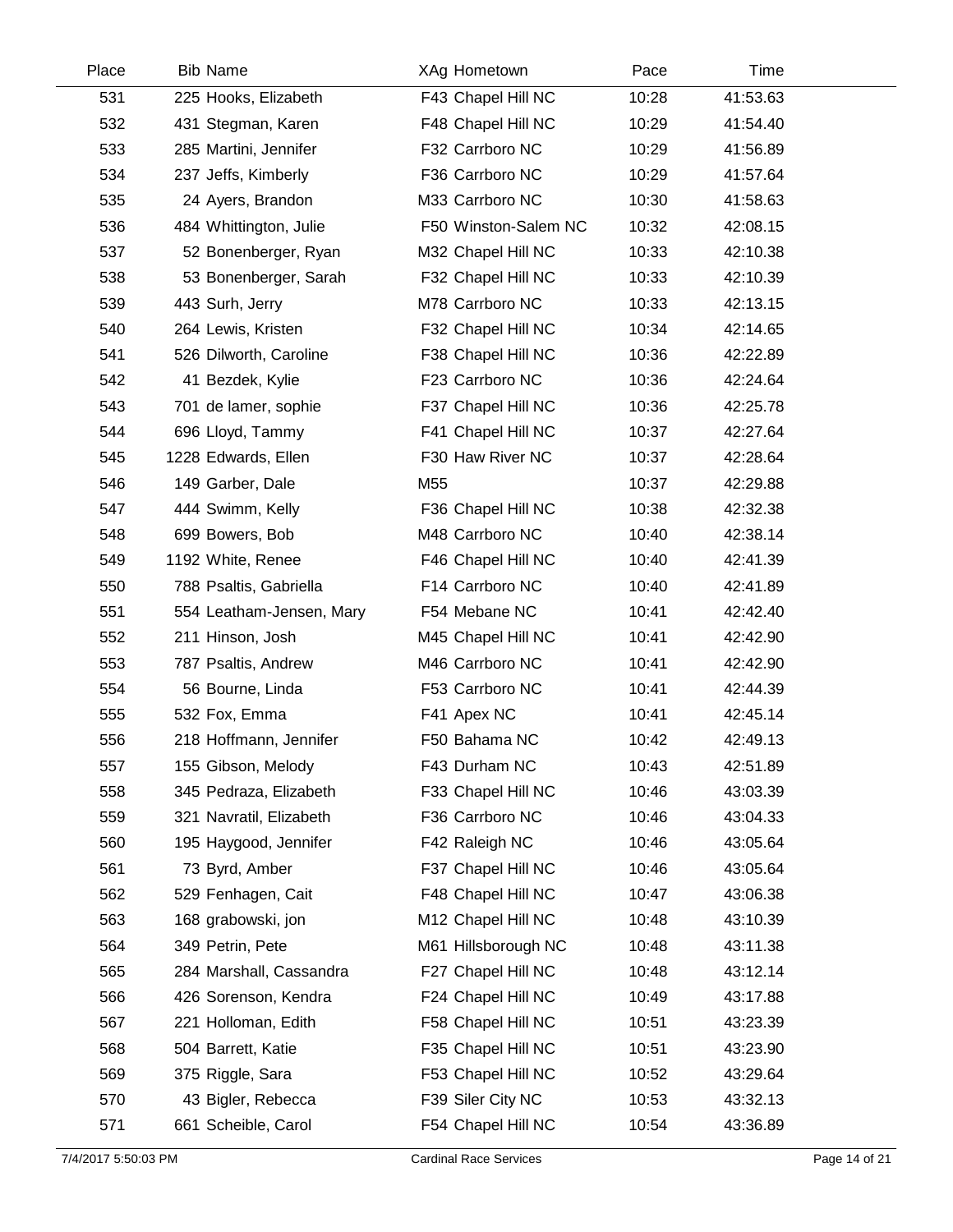| Place | Bib | Name | XAg | Hometown | Pace | Time |
|---|---|---|---|---|---|---|
| 531 | 225 | Hooks, Elizabeth | F43 | Chapel Hill NC | 10:28 | 41:53.63 |
| 532 | 431 | Stegman, Karen | F48 | Chapel Hill NC | 10:29 | 41:54.40 |
| 533 | 285 | Martini, Jennifer | F32 | Carrboro NC | 10:29 | 41:56.89 |
| 534 | 237 | Jeffs, Kimberly | F36 | Carrboro NC | 10:29 | 41:57.64 |
| 535 | 24 | Ayers, Brandon | M33 | Carrboro NC | 10:30 | 41:58.63 |
| 536 | 484 | Whittington, Julie | F50 | Winston-Salem NC | 10:32 | 42:08.15 |
| 537 | 52 | Bonenberger, Ryan | M32 | Chapel Hill NC | 10:33 | 42:10.38 |
| 538 | 53 | Bonenberger, Sarah | F32 | Chapel Hill NC | 10:33 | 42:10.39 |
| 539 | 443 | Surh, Jerry | M78 | Carrboro NC | 10:33 | 42:13.15 |
| 540 | 264 | Lewis, Kristen | F32 | Chapel Hill NC | 10:34 | 42:14.65 |
| 541 | 526 | Dilworth, Caroline | F38 | Chapel Hill NC | 10:36 | 42:22.89 |
| 542 | 41 | Bezdek, Kylie | F23 | Carrboro NC | 10:36 | 42:24.64 |
| 543 | 701 | de lamer, sophie | F37 | Chapel Hill NC | 10:36 | 42:25.78 |
| 544 | 696 | Lloyd, Tammy | F41 | Chapel Hill NC | 10:37 | 42:27.64 |
| 545 | 1228 | Edwards, Ellen | F30 | Haw River NC | 10:37 | 42:28.64 |
| 546 | 149 | Garber, Dale | M55 | | 10:37 | 42:29.88 |
| 547 | 444 | Swimm, Kelly | F36 | Chapel Hill NC | 10:38 | 42:32.38 |
| 548 | 699 | Bowers, Bob | M48 | Carrboro NC | 10:40 | 42:38.14 |
| 549 | 1192 | White, Renee | F46 | Chapel Hill NC | 10:40 | 42:41.39 |
| 550 | 788 | Psaltis, Gabriella | F14 | Carrboro NC | 10:40 | 42:41.89 |
| 551 | 554 | Leatham-Jensen, Mary | F54 | Mebane NC | 10:41 | 42:42.40 |
| 552 | 211 | Hinson, Josh | M45 | Chapel Hill NC | 10:41 | 42:42.90 |
| 553 | 787 | Psaltis, Andrew | M46 | Carrboro NC | 10:41 | 42:42.90 |
| 554 | 56 | Bourne, Linda | F53 | Carrboro NC | 10:41 | 42:44.39 |
| 555 | 532 | Fox, Emma | F41 | Apex NC | 10:41 | 42:45.14 |
| 556 | 218 | Hoffmann, Jennifer | F50 | Bahama NC | 10:42 | 42:49.13 |
| 557 | 155 | Gibson, Melody | F43 | Durham NC | 10:43 | 42:51.89 |
| 558 | 345 | Pedraza, Elizabeth | F33 | Chapel Hill NC | 10:46 | 43:03.39 |
| 559 | 321 | Navratil, Elizabeth | F36 | Carrboro NC | 10:46 | 43:04.33 |
| 560 | 195 | Haygood, Jennifer | F42 | Raleigh NC | 10:46 | 43:05.64 |
| 561 | 73 | Byrd, Amber | F37 | Chapel Hill NC | 10:46 | 43:05.64 |
| 562 | 529 | Fenhagen, Cait | F48 | Chapel Hill NC | 10:47 | 43:06.38 |
| 563 | 168 | grabowski, jon | M12 | Chapel Hill NC | 10:48 | 43:10.39 |
| 564 | 349 | Petrin, Pete | M61 | Hillsborough NC | 10:48 | 43:11.38 |
| 565 | 284 | Marshall, Cassandra | F27 | Chapel Hill NC | 10:48 | 43:12.14 |
| 566 | 426 | Sorenson, Kendra | F24 | Chapel Hill NC | 10:49 | 43:17.88 |
| 567 | 221 | Holloman, Edith | F58 | Chapel Hill NC | 10:51 | 43:23.39 |
| 568 | 504 | Barrett, Katie | F35 | Chapel Hill NC | 10:51 | 43:23.90 |
| 569 | 375 | Riggle, Sara | F53 | Chapel Hill NC | 10:52 | 43:29.64 |
| 570 | 43 | Bigler, Rebecca | F39 | Siler City NC | 10:53 | 43:32.13 |
| 571 | 661 | Scheible, Carol | F54 | Chapel Hill NC | 10:54 | 43:36.89 |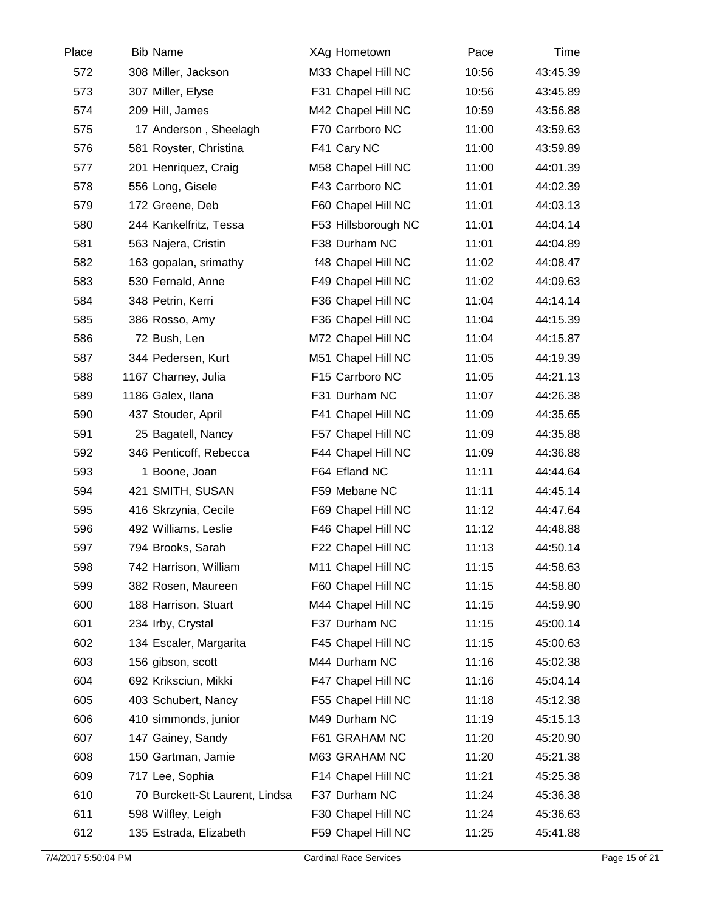| Place | Bib | Name | XAg | Hometown | Pace | Time |
|---|---|---|---|---|---|---|
| 572 | 308 | Miller, Jackson | M33 | Chapel Hill NC | 10:56 | 43:45.39 |
| 573 | 307 | Miller, Elyse | F31 | Chapel Hill NC | 10:56 | 43:45.89 |
| 574 | 209 | Hill, James | M42 | Chapel Hill NC | 10:59 | 43:56.88 |
| 575 | 17 | Anderson , Sheelagh | F70 | Carrboro NC | 11:00 | 43:59.63 |
| 576 | 581 | Royster, Christina | F41 | Cary NC | 11:00 | 43:59.89 |
| 577 | 201 | Henriquez, Craig | M58 | Chapel Hill NC | 11:00 | 44:01.39 |
| 578 | 556 | Long, Gisele | F43 | Carrboro NC | 11:01 | 44:02.39 |
| 579 | 172 | Greene, Deb | F60 | Chapel Hill NC | 11:01 | 44:03.13 |
| 580 | 244 | Kankelfritz, Tessa | F53 | Hillsborough NC | 11:01 | 44:04.14 |
| 581 | 563 | Najera, Cristin | F38 | Durham NC | 11:01 | 44:04.89 |
| 582 | 163 | gopalan, srimathy | f48 | Chapel Hill NC | 11:02 | 44:08.47 |
| 583 | 530 | Fernald, Anne | F49 | Chapel Hill NC | 11:02 | 44:09.63 |
| 584 | 348 | Petrin, Kerri | F36 | Chapel Hill NC | 11:04 | 44:14.14 |
| 585 | 386 | Rosso, Amy | F36 | Chapel Hill NC | 11:04 | 44:15.39 |
| 586 | 72 | Bush, Len | M72 | Chapel Hill NC | 11:04 | 44:15.87 |
| 587 | 344 | Pedersen, Kurt | M51 | Chapel Hill NC | 11:05 | 44:19.39 |
| 588 | 1167 | Charney, Julia | F15 | Carrboro NC | 11:05 | 44:21.13 |
| 589 | 1186 | Galex, Ilana | F31 | Durham NC | 11:07 | 44:26.38 |
| 590 | 437 | Stouder, April | F41 | Chapel Hill NC | 11:09 | 44:35.65 |
| 591 | 25 | Bagatell, Nancy | F57 | Chapel Hill NC | 11:09 | 44:35.88 |
| 592 | 346 | Penticoff, Rebecca | F44 | Chapel Hill NC | 11:09 | 44:36.88 |
| 593 | 1 | Boone, Joan | F64 | Efland NC | 11:11 | 44:44.64 |
| 594 | 421 | SMITH, SUSAN | F59 | Mebane NC | 11:11 | 44:45.14 |
| 595 | 416 | Skrzynia, Cecile | F69 | Chapel Hill NC | 11:12 | 44:47.64 |
| 596 | 492 | Williams, Leslie | F46 | Chapel Hill NC | 11:12 | 44:48.88 |
| 597 | 794 | Brooks, Sarah | F22 | Chapel Hill NC | 11:13 | 44:50.14 |
| 598 | 742 | Harrison, William | M11 | Chapel Hill NC | 11:15 | 44:58.63 |
| 599 | 382 | Rosen, Maureen | F60 | Chapel Hill NC | 11:15 | 44:58.80 |
| 600 | 188 | Harrison, Stuart | M44 | Chapel Hill NC | 11:15 | 44:59.90 |
| 601 | 234 | Irby, Crystal | F37 | Durham NC | 11:15 | 45:00.14 |
| 602 | 134 | Escaler, Margarita | F45 | Chapel Hill NC | 11:15 | 45:00.63 |
| 603 | 156 | gibson, scott | M44 | Durham NC | 11:16 | 45:02.38 |
| 604 | 692 | Kriksciun, Mikki | F47 | Chapel Hill NC | 11:16 | 45:04.14 |
| 605 | 403 | Schubert, Nancy | F55 | Chapel Hill NC | 11:18 | 45:12.38 |
| 606 | 410 | simmonds, junior | M49 | Durham NC | 11:19 | 45:15.13 |
| 607 | 147 | Gainey, Sandy | F61 | GRAHAM NC | 11:20 | 45:20.90 |
| 608 | 150 | Gartman, Jamie | M63 | GRAHAM NC | 11:20 | 45:21.38 |
| 609 | 717 | Lee, Sophia | F14 | Chapel Hill NC | 11:21 | 45:25.38 |
| 610 | 70 | Burckett-St Laurent, Lindsa | F37 | Durham NC | 11:24 | 45:36.38 |
| 611 | 598 | Wilfley, Leigh | F30 | Chapel Hill NC | 11:24 | 45:36.63 |
| 612 | 135 | Estrada, Elizabeth | F59 | Chapel Hill NC | 11:25 | 45:41.88 |

7/4/2017 5:50:04 PM Cardinal Race Services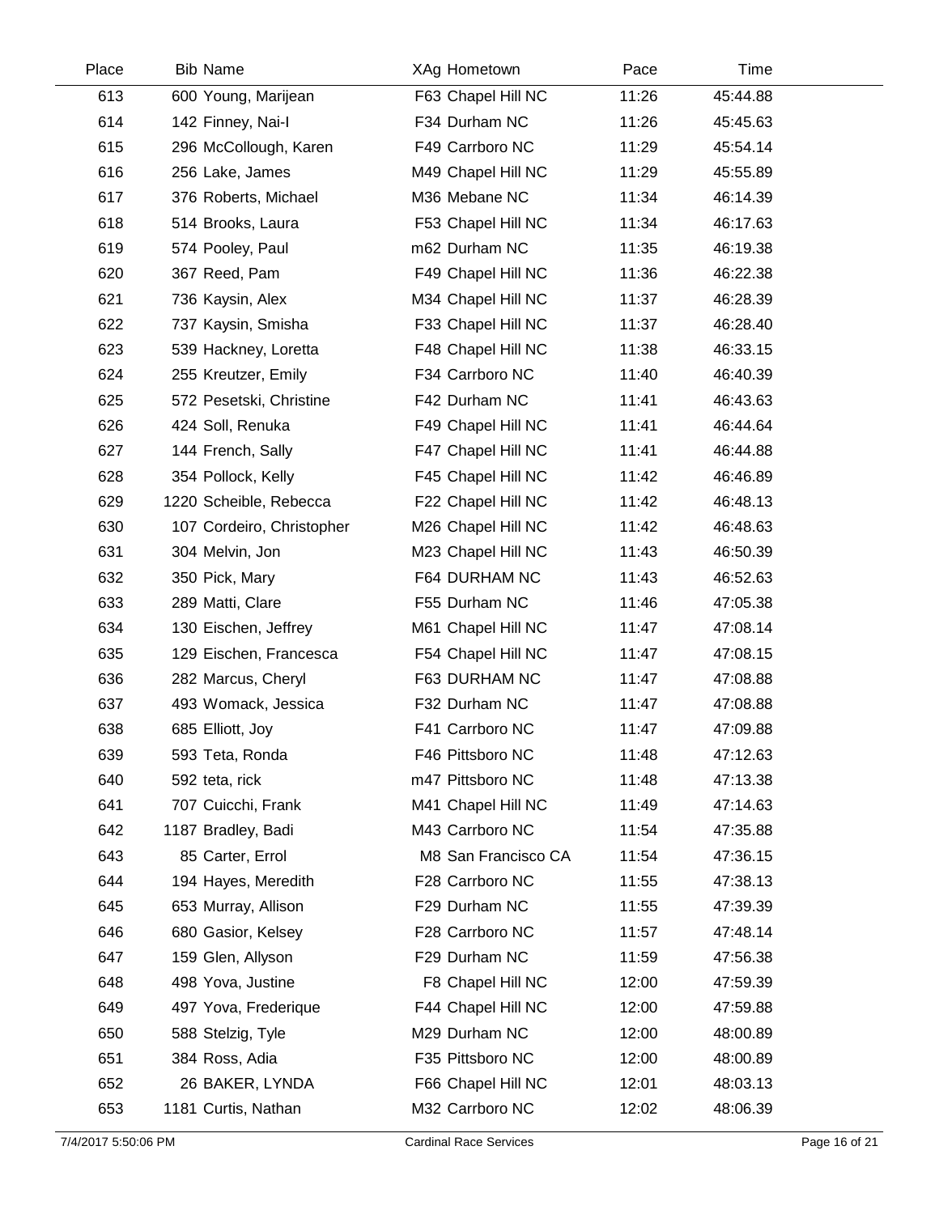| Place | Bib | Name | XAg | Hometown | Pace | Time |
|---|---|---|---|---|---|---|
| 613 | 600 | Young, Marijean | F63 | Chapel Hill NC | 11:26 | 45:44.88 |
| 614 | 142 | Finney, Nai-I | F34 | Durham NC | 11:26 | 45:45.63 |
| 615 | 296 | McCollough, Karen | F49 | Carrboro NC | 11:29 | 45:54.14 |
| 616 | 256 | Lake, James | M49 | Chapel Hill NC | 11:29 | 45:55.89 |
| 617 | 376 | Roberts, Michael | M36 | Mebane NC | 11:34 | 46:14.39 |
| 618 | 514 | Brooks, Laura | F53 | Chapel Hill NC | 11:34 | 46:17.63 |
| 619 | 574 | Pooley, Paul | m62 | Durham NC | 11:35 | 46:19.38 |
| 620 | 367 | Reed, Pam | F49 | Chapel Hill NC | 11:36 | 46:22.38 |
| 621 | 736 | Kaysin, Alex | M34 | Chapel Hill NC | 11:37 | 46:28.39 |
| 622 | 737 | Kaysin, Smisha | F33 | Chapel Hill NC | 11:37 | 46:28.40 |
| 623 | 539 | Hackney, Loretta | F48 | Chapel Hill NC | 11:38 | 46:33.15 |
| 624 | 255 | Kreutzer, Emily | F34 | Carrboro NC | 11:40 | 46:40.39 |
| 625 | 572 | Pesetski, Christine | F42 | Durham NC | 11:41 | 46:43.63 |
| 626 | 424 | Soll, Renuka | F49 | Chapel Hill NC | 11:41 | 46:44.64 |
| 627 | 144 | French, Sally | F47 | Chapel Hill NC | 11:41 | 46:44.88 |
| 628 | 354 | Pollock, Kelly | F45 | Chapel Hill NC | 11:42 | 46:46.89 |
| 629 | 1220 | Scheible, Rebecca | F22 | Chapel Hill NC | 11:42 | 46:48.13 |
| 630 | 107 | Cordeiro, Christopher | M26 | Chapel Hill NC | 11:42 | 46:48.63 |
| 631 | 304 | Melvin, Jon | M23 | Chapel Hill NC | 11:43 | 46:50.39 |
| 632 | 350 | Pick, Mary | F64 | DURHAM NC | 11:43 | 46:52.63 |
| 633 | 289 | Matti, Clare | F55 | Durham NC | 11:46 | 47:05.38 |
| 634 | 130 | Eischen, Jeffrey | M61 | Chapel Hill NC | 11:47 | 47:08.14 |
| 635 | 129 | Eischen, Francesca | F54 | Chapel Hill NC | 11:47 | 47:08.15 |
| 636 | 282 | Marcus, Cheryl | F63 | DURHAM NC | 11:47 | 47:08.88 |
| 637 | 493 | Womack, Jessica | F32 | Durham NC | 11:47 | 47:08.88 |
| 638 | 685 | Elliott, Joy | F41 | Carrboro NC | 11:47 | 47:09.88 |
| 639 | 593 | Teta, Ronda | F46 | Pittsboro NC | 11:48 | 47:12.63 |
| 640 | 592 | teta, rick | m47 | Pittsboro NC | 11:48 | 47:13.38 |
| 641 | 707 | Cuicchi, Frank | M41 | Chapel Hill NC | 11:49 | 47:14.63 |
| 642 | 1187 | Bradley, Badi | M43 | Carrboro NC | 11:54 | 47:35.88 |
| 643 | 85 | Carter, Errol | M8 | San Francisco CA | 11:54 | 47:36.15 |
| 644 | 194 | Hayes, Meredith | F28 | Carrboro NC | 11:55 | 47:38.13 |
| 645 | 653 | Murray, Allison | F29 | Durham NC | 11:55 | 47:39.39 |
| 646 | 680 | Gasior, Kelsey | F28 | Carrboro NC | 11:57 | 47:48.14 |
| 647 | 159 | Glen, Allyson | F29 | Durham NC | 11:59 | 47:56.38 |
| 648 | 498 | Yova, Justine | F8 | Chapel Hill NC | 12:00 | 47:59.39 |
| 649 | 497 | Yova, Frederique | F44 | Chapel Hill NC | 12:00 | 47:59.88 |
| 650 | 588 | Stelzig, Tyle | M29 | Durham NC | 12:00 | 48:00.89 |
| 651 | 384 | Ross, Adia | F35 | Pittsboro NC | 12:00 | 48:00.89 |
| 652 | 26 | BAKER, LYNDA | F66 | Chapel Hill NC | 12:01 | 48:03.13 |
| 653 | 1181 | Curtis, Nathan | M32 | Carrboro NC | 12:02 | 48:06.39 |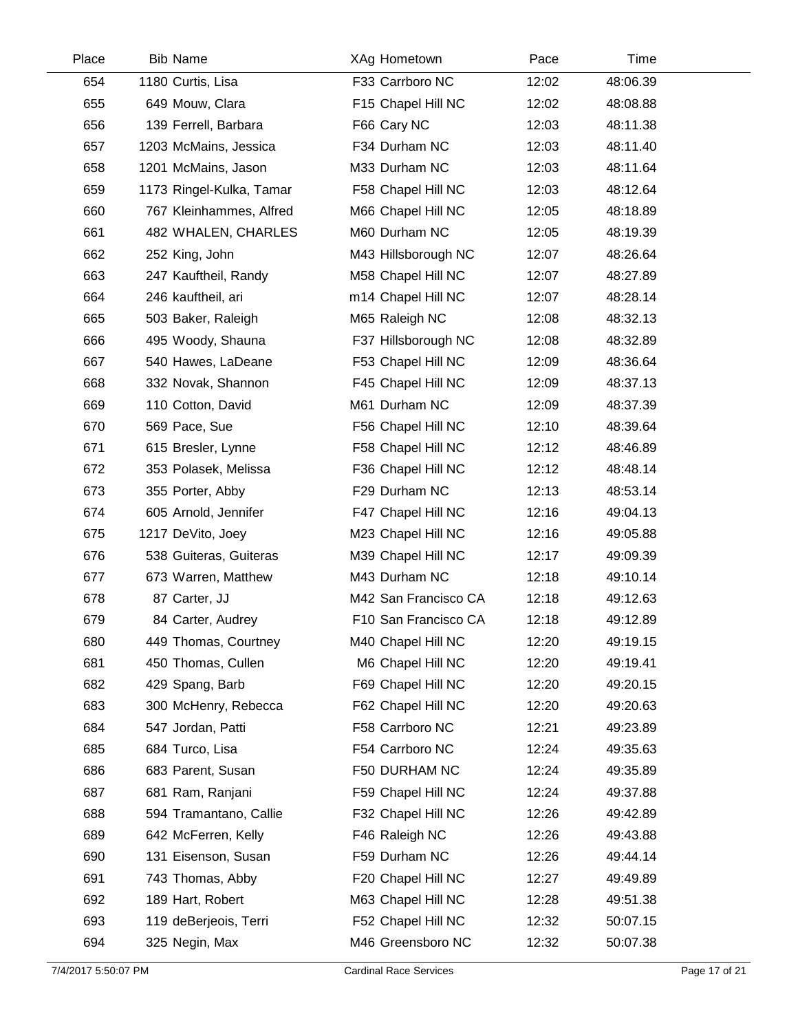| Place | Bib | Name | XAg | Hometown | Pace | Time |
|---|---|---|---|---|---|---|
| 654 | 1180 | Curtis, Lisa | F33 | Carrboro NC | 12:02 | 48:06.39 |
| 655 | 649 | Mouw, Clara | F15 | Chapel Hill NC | 12:02 | 48:08.88 |
| 656 | 139 | Ferrell, Barbara | F66 | Cary NC | 12:03 | 48:11.38 |
| 657 | 1203 | McMains, Jessica | F34 | Durham NC | 12:03 | 48:11.40 |
| 658 | 1201 | McMains, Jason | M33 | Durham NC | 12:03 | 48:11.64 |
| 659 | 1173 | Ringel-Kulka, Tamar | F58 | Chapel Hill NC | 12:03 | 48:12.64 |
| 660 | 767 | Kleinhammes, Alfred | M66 | Chapel Hill NC | 12:05 | 48:18.89 |
| 661 | 482 | WHALEN, CHARLES | M60 | Durham NC | 12:05 | 48:19.39 |
| 662 | 252 | King, John | M43 | Hillsborough NC | 12:07 | 48:26.64 |
| 663 | 247 | Kauftheil, Randy | M58 | Chapel Hill NC | 12:07 | 48:27.89 |
| 664 | 246 | kauftheil, ari | m14 | Chapel Hill NC | 12:07 | 48:28.14 |
| 665 | 503 | Baker, Raleigh | M65 | Raleigh NC | 12:08 | 48:32.13 |
| 666 | 495 | Woody, Shauna | F37 | Hillsborough NC | 12:08 | 48:32.89 |
| 667 | 540 | Hawes, LaDeane | F53 | Chapel Hill NC | 12:09 | 48:36.64 |
| 668 | 332 | Novak, Shannon | F45 | Chapel Hill NC | 12:09 | 48:37.13 |
| 669 | 110 | Cotton, David | M61 | Durham NC | 12:09 | 48:37.39 |
| 670 | 569 | Pace, Sue | F56 | Chapel Hill NC | 12:10 | 48:39.64 |
| 671 | 615 | Bresler, Lynne | F58 | Chapel Hill NC | 12:12 | 48:46.89 |
| 672 | 353 | Polasek, Melissa | F36 | Chapel Hill NC | 12:12 | 48:48.14 |
| 673 | 355 | Porter, Abby | F29 | Durham NC | 12:13 | 48:53.14 |
| 674 | 605 | Arnold, Jennifer | F47 | Chapel Hill NC | 12:16 | 49:04.13 |
| 675 | 1217 | DeVito, Joey | M23 | Chapel Hill NC | 12:16 | 49:05.88 |
| 676 | 538 | Guiteras, Guiteras | M39 | Chapel Hill NC | 12:17 | 49:09.39 |
| 677 | 673 | Warren, Matthew | M43 | Durham NC | 12:18 | 49:10.14 |
| 678 | 87 | Carter, JJ | M42 | San Francisco CA | 12:18 | 49:12.63 |
| 679 | 84 | Carter, Audrey | F10 | San Francisco CA | 12:18 | 49:12.89 |
| 680 | 449 | Thomas, Courtney | M40 | Chapel Hill NC | 12:20 | 49:19.15 |
| 681 | 450 | Thomas, Cullen | M6 | Chapel Hill NC | 12:20 | 49:19.41 |
| 682 | 429 | Spang, Barb | F69 | Chapel Hill NC | 12:20 | 49:20.15 |
| 683 | 300 | McHenry, Rebecca | F62 | Chapel Hill NC | 12:20 | 49:20.63 |
| 684 | 547 | Jordan, Patti | F58 | Carrboro NC | 12:21 | 49:23.89 |
| 685 | 684 | Turco, Lisa | F54 | Carrboro NC | 12:24 | 49:35.63 |
| 686 | 683 | Parent, Susan | F50 | DURHAM NC | 12:24 | 49:35.89 |
| 687 | 681 | Ram, Ranjani | F59 | Chapel Hill NC | 12:24 | 49:37.88 |
| 688 | 594 | Tramantano, Callie | F32 | Chapel Hill NC | 12:26 | 49:42.89 |
| 689 | 642 | McFerren, Kelly | F46 | Raleigh NC | 12:26 | 49:43.88 |
| 690 | 131 | Eisenson, Susan | F59 | Durham NC | 12:26 | 49:44.14 |
| 691 | 743 | Thomas, Abby | F20 | Chapel Hill NC | 12:27 | 49:49.89 |
| 692 | 189 | Hart, Robert | M63 | Chapel Hill NC | 12:28 | 49:51.38 |
| 693 | 119 | deBerjeois, Terri | F52 | Chapel Hill NC | 12:32 | 50:07.15 |
| 694 | 325 | Negin, Max | M46 | Greensboro NC | 12:32 | 50:07.38 |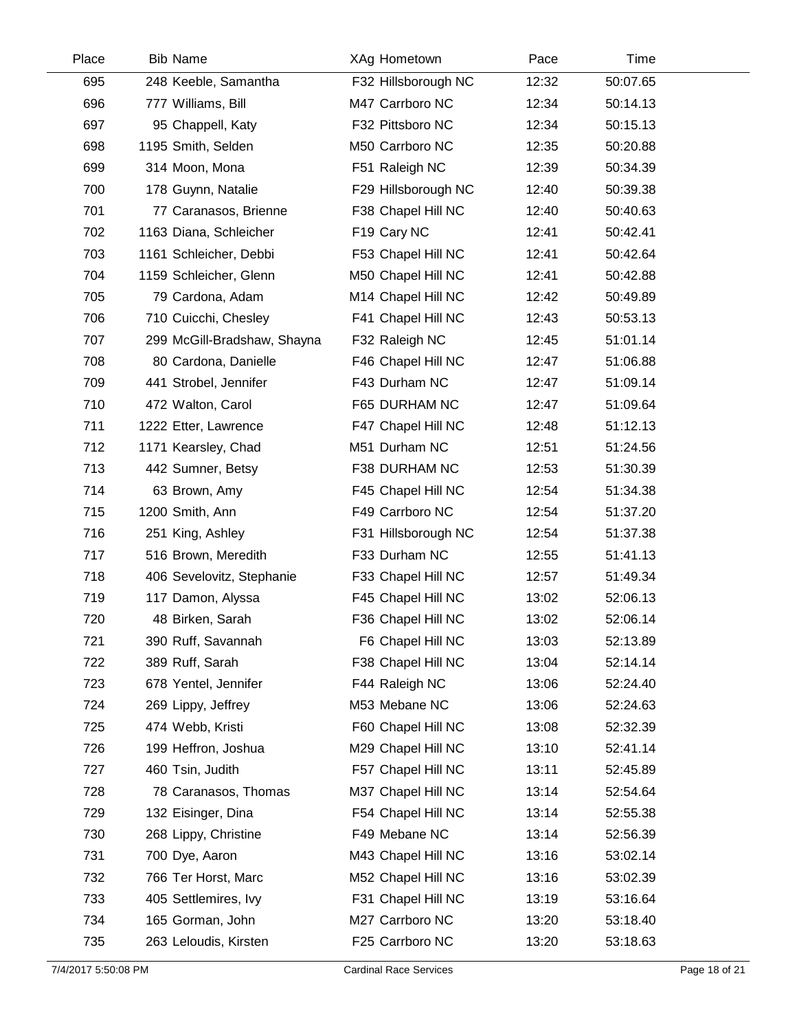| Place | Bib | Name | XAg | Hometown | Pace | Time |
|---|---|---|---|---|---|---|
| 695 | 248 | Keeble, Samantha | F32 | Hillsborough NC | 12:32 | 50:07.65 |
| 696 | 777 | Williams, Bill | M47 | Carrboro NC | 12:34 | 50:14.13 |
| 697 | 95 | Chappell, Katy | F32 | Pittsboro NC | 12:34 | 50:15.13 |
| 698 | 1195 | Smith, Selden | M50 | Carrboro NC | 12:35 | 50:20.88 |
| 699 | 314 | Moon, Mona | F51 | Raleigh NC | 12:39 | 50:34.39 |
| 700 | 178 | Guynn, Natalie | F29 | Hillsborough NC | 12:40 | 50:39.38 |
| 701 | 77 | Caranasos, Brienne | F38 | Chapel Hill NC | 12:40 | 50:40.63 |
| 702 | 1163 | Diana, Schleicher | F19 | Cary NC | 12:41 | 50:42.41 |
| 703 | 1161 | Schleicher, Debbi | F53 | Chapel Hill NC | 12:41 | 50:42.64 |
| 704 | 1159 | Schleicher, Glenn | M50 | Chapel Hill NC | 12:41 | 50:42.88 |
| 705 | 79 | Cardona, Adam | M14 | Chapel Hill NC | 12:42 | 50:49.89 |
| 706 | 710 | Cuicchi, Chesley | F41 | Chapel Hill NC | 12:43 | 50:53.13 |
| 707 | 299 | McGill-Bradshaw, Shayna | F32 | Raleigh NC | 12:45 | 51:01.14 |
| 708 | 80 | Cardona, Danielle | F46 | Chapel Hill NC | 12:47 | 51:06.88 |
| 709 | 441 | Strobel, Jennifer | F43 | Durham NC | 12:47 | 51:09.14 |
| 710 | 472 | Walton, Carol | F65 | DURHAM NC | 12:47 | 51:09.64 |
| 711 | 1222 | Etter, Lawrence | F47 | Chapel Hill NC | 12:48 | 51:12.13 |
| 712 | 1171 | Kearsley, Chad | M51 | Durham NC | 12:51 | 51:24.56 |
| 713 | 442 | Sumner, Betsy | F38 | DURHAM NC | 12:53 | 51:30.39 |
| 714 | 63 | Brown, Amy | F45 | Chapel Hill NC | 12:54 | 51:34.38 |
| 715 | 1200 | Smith, Ann | F49 | Carrboro NC | 12:54 | 51:37.20 |
| 716 | 251 | King, Ashley | F31 | Hillsborough NC | 12:54 | 51:37.38 |
| 717 | 516 | Brown, Meredith | F33 | Durham NC | 12:55 | 51:41.13 |
| 718 | 406 | Sevelovitz, Stephanie | F33 | Chapel Hill NC | 12:57 | 51:49.34 |
| 719 | 117 | Damon, Alyssa | F45 | Chapel Hill NC | 13:02 | 52:06.13 |
| 720 | 48 | Birken, Sarah | F36 | Chapel Hill NC | 13:02 | 52:06.14 |
| 721 | 390 | Ruff, Savannah | F6 | Chapel Hill NC | 13:03 | 52:13.89 |
| 722 | 389 | Ruff, Sarah | F38 | Chapel Hill NC | 13:04 | 52:14.14 |
| 723 | 678 | Yentel, Jennifer | F44 | Raleigh NC | 13:06 | 52:24.40 |
| 724 | 269 | Lippy, Jeffrey | M53 | Mebane NC | 13:06 | 52:24.63 |
| 725 | 474 | Webb, Kristi | F60 | Chapel Hill NC | 13:08 | 52:32.39 |
| 726 | 199 | Heffron, Joshua | M29 | Chapel Hill NC | 13:10 | 52:41.14 |
| 727 | 460 | Tsin, Judith | F57 | Chapel Hill NC | 13:11 | 52:45.89 |
| 728 | 78 | Caranasos, Thomas | M37 | Chapel Hill NC | 13:14 | 52:54.64 |
| 729 | 132 | Eisinger, Dina | F54 | Chapel Hill NC | 13:14 | 52:55.38 |
| 730 | 268 | Lippy, Christine | F49 | Mebane NC | 13:14 | 52:56.39 |
| 731 | 700 | Dye, Aaron | M43 | Chapel Hill NC | 13:16 | 53:02.14 |
| 732 | 766 | Ter Horst, Marc | M52 | Chapel Hill NC | 13:16 | 53:02.39 |
| 733 | 405 | Settlemires, Ivy | F31 | Chapel Hill NC | 13:19 | 53:16.64 |
| 734 | 165 | Gorman, John | M27 | Carrboro NC | 13:20 | 53:18.40 |
| 735 | 263 | Leloudis, Kirsten | F25 | Carrboro NC | 13:20 | 53:18.63 |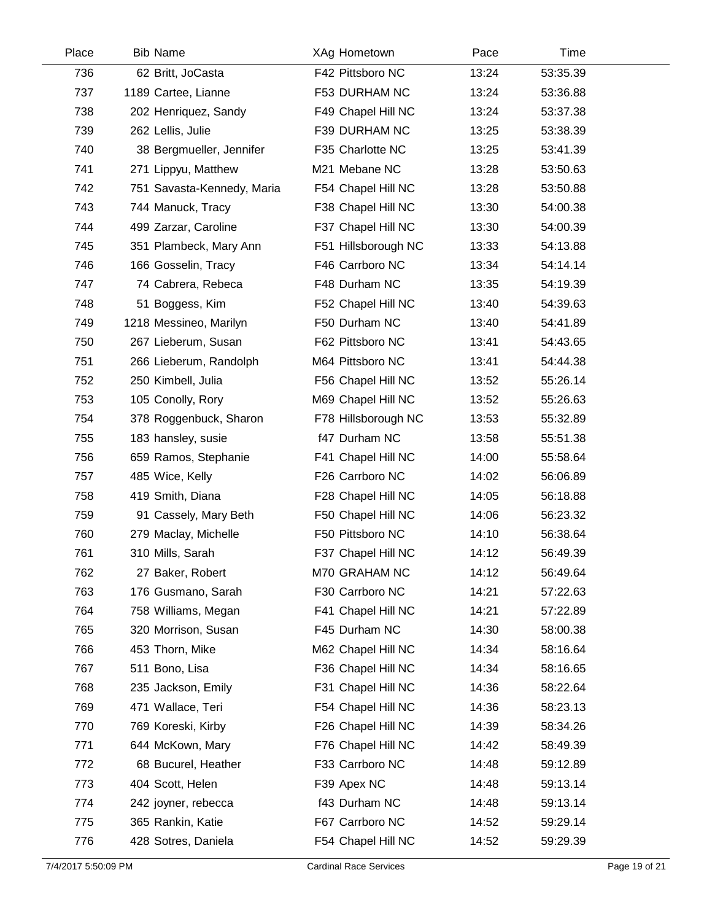| Place | Bib | Name | XAg | Hometown | Pace | Time |
|---|---|---|---|---|---|---|
| 736 | 62 | Britt, JoCasta | F42 | Pittsboro NC | 13:24 | 53:35.39 |
| 737 | 1189 | Cartee, Lianne | F53 | DURHAM NC | 13:24 | 53:36.88 |
| 738 | 202 | Henriquez, Sandy | F49 | Chapel Hill NC | 13:24 | 53:37.38 |
| 739 | 262 | Lellis, Julie | F39 | DURHAM NC | 13:25 | 53:38.39 |
| 740 | 38 | Bergmueller, Jennifer | F35 | Charlotte NC | 13:25 | 53:41.39 |
| 741 | 271 | Lippyu, Matthew | M21 | Mebane NC | 13:28 | 53:50.63 |
| 742 | 751 | Savasta-Kennedy, Maria | F54 | Chapel Hill NC | 13:28 | 53:50.88 |
| 743 | 744 | Manuck, Tracy | F38 | Chapel Hill NC | 13:30 | 54:00.38 |
| 744 | 499 | Zarzar, Caroline | F37 | Chapel Hill NC | 13:30 | 54:00.39 |
| 745 | 351 | Plambeck, Mary Ann | F51 | Hillsborough NC | 13:33 | 54:13.88 |
| 746 | 166 | Gosselin, Tracy | F46 | Carrboro NC | 13:34 | 54:14.14 |
| 747 | 74 | Cabrera, Rebeca | F48 | Durham NC | 13:35 | 54:19.39 |
| 748 | 51 | Boggess, Kim | F52 | Chapel Hill NC | 13:40 | 54:39.63 |
| 749 | 1218 | Messineo, Marilyn | F50 | Durham NC | 13:40 | 54:41.89 |
| 750 | 267 | Lieberum, Susan | F62 | Pittsboro NC | 13:41 | 54:43.65 |
| 751 | 266 | Lieberum, Randolph | M64 | Pittsboro NC | 13:41 | 54:44.38 |
| 752 | 250 | Kimbell, Julia | F56 | Chapel Hill NC | 13:52 | 55:26.14 |
| 753 | 105 | Conolly, Rory | M69 | Chapel Hill NC | 13:52 | 55:26.63 |
| 754 | 378 | Roggenbuck, Sharon | F78 | Hillsborough NC | 13:53 | 55:32.89 |
| 755 | 183 | hansley, susie | f47 | Durham NC | 13:58 | 55:51.38 |
| 756 | 659 | Ramos, Stephanie | F41 | Chapel Hill NC | 14:00 | 55:58.64 |
| 757 | 485 | Wice, Kelly | F26 | Carrboro NC | 14:02 | 56:06.89 |
| 758 | 419 | Smith, Diana | F28 | Chapel Hill NC | 14:05 | 56:18.88 |
| 759 | 91 | Cassely, Mary Beth | F50 | Chapel Hill NC | 14:06 | 56:23.32 |
| 760 | 279 | Maclay, Michelle | F50 | Pittsboro NC | 14:10 | 56:38.64 |
| 761 | 310 | Mills, Sarah | F37 | Chapel Hill NC | 14:12 | 56:49.39 |
| 762 | 27 | Baker, Robert | M70 | GRAHAM NC | 14:12 | 56:49.64 |
| 763 | 176 | Gusmano, Sarah | F30 | Carrboro NC | 14:21 | 57:22.63 |
| 764 | 758 | Williams, Megan | F41 | Chapel Hill NC | 14:21 | 57:22.89 |
| 765 | 320 | Morrison, Susan | F45 | Durham NC | 14:30 | 58:00.38 |
| 766 | 453 | Thorn, Mike | M62 | Chapel Hill NC | 14:34 | 58:16.64 |
| 767 | 511 | Bono, Lisa | F36 | Chapel Hill NC | 14:34 | 58:16.65 |
| 768 | 235 | Jackson, Emily | F31 | Chapel Hill NC | 14:36 | 58:22.64 |
| 769 | 471 | Wallace, Teri | F54 | Chapel Hill NC | 14:36 | 58:23.13 |
| 770 | 769 | Koreski, Kirby | F26 | Chapel Hill NC | 14:39 | 58:34.26 |
| 771 | 644 | McKown, Mary | F76 | Chapel Hill NC | 14:42 | 58:49.39 |
| 772 | 68 | Bucurel, Heather | F33 | Carrboro NC | 14:48 | 59:12.89 |
| 773 | 404 | Scott, Helen | F39 | Apex NC | 14:48 | 59:13.14 |
| 774 | 242 | joyner, rebecca | f43 | Durham NC | 14:48 | 59:13.14 |
| 775 | 365 | Rankin, Katie | F67 | Carrboro NC | 14:52 | 59:29.14 |
| 776 | 428 | Sotres, Daniela | F54 | Chapel Hill NC | 14:52 | 59:29.39 |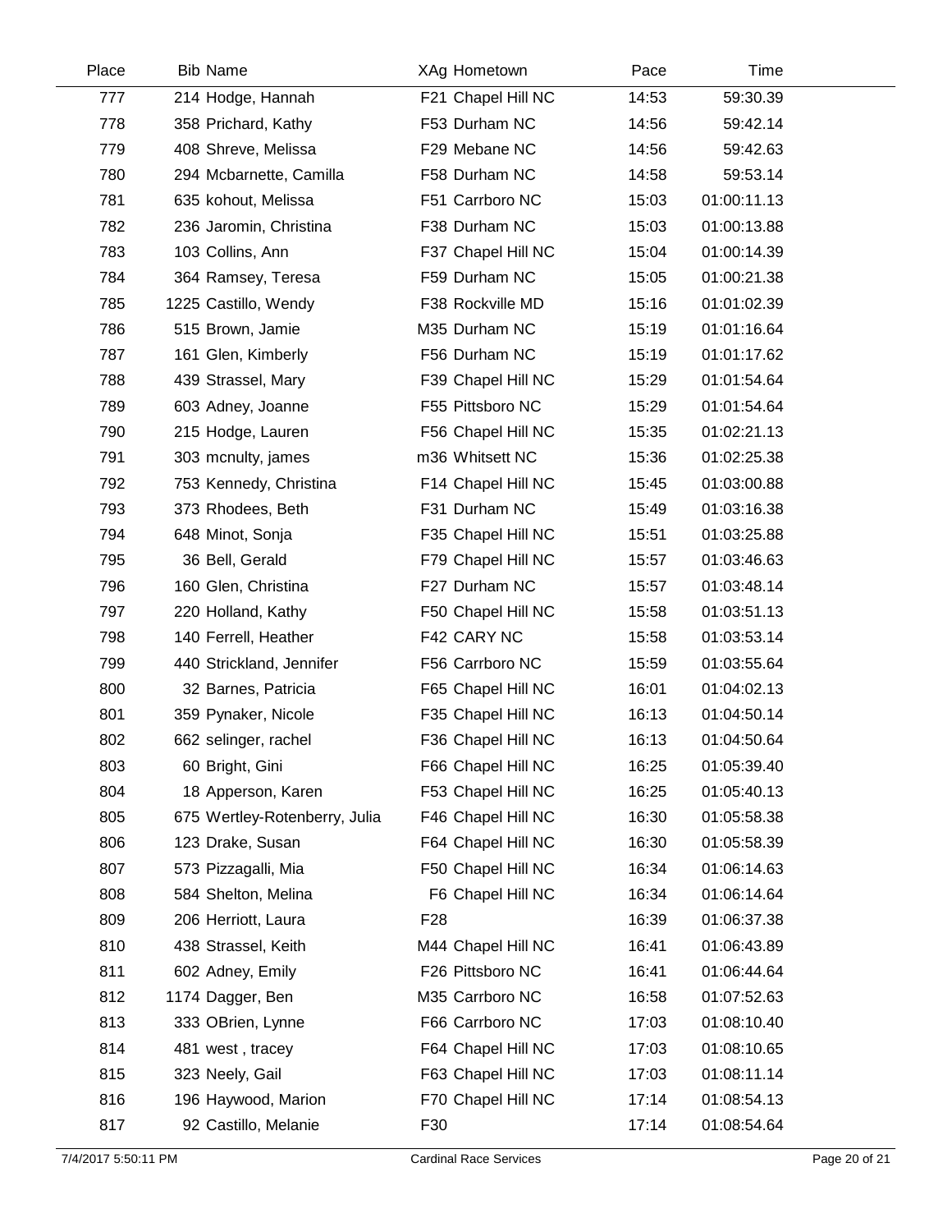| Place | Bib | Name | XAg | Hometown | Pace | Time |
|---|---|---|---|---|---|---|
| 777 | 214 | Hodge, Hannah | F21 | Chapel Hill NC | 14:53 | 59:30.39 |
| 778 | 358 | Prichard, Kathy | F53 | Durham NC | 14:56 | 59:42.14 |
| 779 | 408 | Shreve, Melissa | F29 | Mebane NC | 14:56 | 59:42.63 |
| 780 | 294 | Mcbarnette, Camilla | F58 | Durham NC | 14:58 | 59:53.14 |
| 781 | 635 | kohout, Melissa | F51 | Carrboro NC | 15:03 | 01:00:11.13 |
| 782 | 236 | Jaromin, Christina | F38 | Durham NC | 15:03 | 01:00:13.88 |
| 783 | 103 | Collins, Ann | F37 | Chapel Hill NC | 15:04 | 01:00:14.39 |
| 784 | 364 | Ramsey, Teresa | F59 | Durham NC | 15:05 | 01:00:21.38 |
| 785 | 1225 | Castillo, Wendy | F38 | Rockville MD | 15:16 | 01:01:02.39 |
| 786 | 515 | Brown, Jamie | M35 | Durham NC | 15:19 | 01:01:16.64 |
| 787 | 161 | Glen, Kimberly | F56 | Durham NC | 15:19 | 01:01:17.62 |
| 788 | 439 | Strassel, Mary | F39 | Chapel Hill NC | 15:29 | 01:01:54.64 |
| 789 | 603 | Adney, Joanne | F55 | Pittsboro NC | 15:29 | 01:01:54.64 |
| 790 | 215 | Hodge, Lauren | F56 | Chapel Hill NC | 15:35 | 01:02:21.13 |
| 791 | 303 | mcnulty, james | m36 | Whitsett NC | 15:36 | 01:02:25.38 |
| 792 | 753 | Kennedy, Christina | F14 | Chapel Hill NC | 15:45 | 01:03:00.88 |
| 793 | 373 | Rhodees, Beth | F31 | Durham NC | 15:49 | 01:03:16.38 |
| 794 | 648 | Minot, Sonja | F35 | Chapel Hill NC | 15:51 | 01:03:25.88 |
| 795 | 36 | Bell, Gerald | F79 | Chapel Hill NC | 15:57 | 01:03:46.63 |
| 796 | 160 | Glen, Christina | F27 | Durham NC | 15:57 | 01:03:48.14 |
| 797 | 220 | Holland, Kathy | F50 | Chapel Hill NC | 15:58 | 01:03:51.13 |
| 798 | 140 | Ferrell, Heather | F42 | CARY NC | 15:58 | 01:03:53.14 |
| 799 | 440 | Strickland, Jennifer | F56 | Carrboro NC | 15:59 | 01:03:55.64 |
| 800 | 32 | Barnes, Patricia | F65 | Chapel Hill NC | 16:01 | 01:04:02.13 |
| 801 | 359 | Pynaker, Nicole | F35 | Chapel Hill NC | 16:13 | 01:04:50.14 |
| 802 | 662 | selinger, rachel | F36 | Chapel Hill NC | 16:13 | 01:04:50.64 |
| 803 | 60 | Bright, Gini | F66 | Chapel Hill NC | 16:25 | 01:05:39.40 |
| 804 | 18 | Apperson, Karen | F53 | Chapel Hill NC | 16:25 | 01:05:40.13 |
| 805 | 675 | Wertley-Rotenberry, Julia | F46 | Chapel Hill NC | 16:30 | 01:05:58.38 |
| 806 | 123 | Drake, Susan | F64 | Chapel Hill NC | 16:30 | 01:05:58.39 |
| 807 | 573 | Pizzagalli, Mia | F50 | Chapel Hill NC | 16:34 | 01:06:14.63 |
| 808 | 584 | Shelton, Melina | F6 | Chapel Hill NC | 16:34 | 01:06:14.64 |
| 809 | 206 | Herriott, Laura | F28 | | 16:39 | 01:06:37.38 |
| 810 | 438 | Strassel, Keith | M44 | Chapel Hill NC | 16:41 | 01:06:43.89 |
| 811 | 602 | Adney, Emily | F26 | Pittsboro NC | 16:41 | 01:06:44.64 |
| 812 | 1174 | Dagger, Ben | M35 | Carrboro NC | 16:58 | 01:07:52.63 |
| 813 | 333 | OBrien, Lynne | F66 | Carrboro NC | 17:03 | 01:08:10.40 |
| 814 | 481 | west , tracey | F64 | Chapel Hill NC | 17:03 | 01:08:10.65 |
| 815 | 323 | Neely, Gail | F63 | Chapel Hill NC | 17:03 | 01:08:11.14 |
| 816 | 196 | Haywood, Marion | F70 | Chapel Hill NC | 17:14 | 01:08:54.13 |
| 817 | 92 | Castillo, Melanie | F30 | | 17:14 | 01:08:54.64 |

7/4/2017 5:50:11 PM  Cardinal Race Services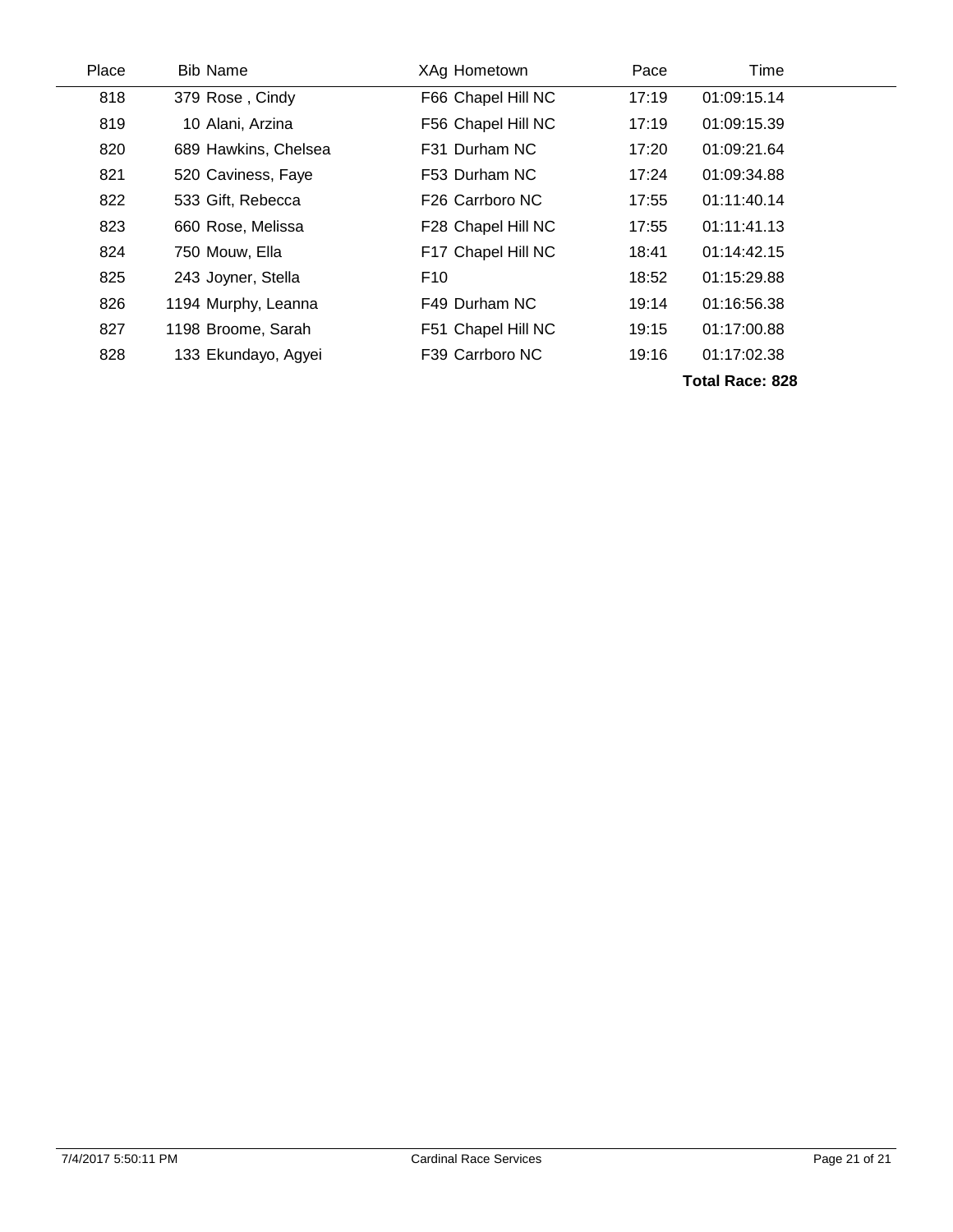| Place | Bib | Name | XAg | Hometown | Pace | Time |
|---|---|---|---|---|---|---|
| 818 | 379 | Rose , Cindy | F66 | Chapel Hill NC | 17:19 | 01:09:15.14 |
| 819 | 10 | Alani, Arzina | F56 | Chapel Hill NC | 17:19 | 01:09:15.39 |
| 820 | 689 | Hawkins, Chelsea | F31 | Durham NC | 17:20 | 01:09:21.64 |
| 821 | 520 | Caviness, Faye | F53 | Durham NC | 17:24 | 01:09:34.88 |
| 822 | 533 | Gift, Rebecca | F26 | Carrboro NC | 17:55 | 01:11:40.14 |
| 823 | 660 | Rose, Melissa | F28 | Chapel Hill NC | 17:55 | 01:11:41.13 |
| 824 | 750 | Mouw, Ella | F17 | Chapel Hill NC | 18:41 | 01:14:42.15 |
| 825 | 243 | Joyner, Stella | F10 | | 18:52 | 01:15:29.88 |
| 826 | 1194 | Murphy, Leanna | F49 | Durham NC | 19:14 | 01:16:56.38 |
| 827 | 1198 | Broome, Sarah | F51 | Chapel Hill NC | 19:15 | 01:17:00.88 |
| 828 | 133 | Ekundayo, Agyei | F39 | Carrboro NC | 19:16 | 01:17:02.38 |

**Total Race: 828**

7/4/2017 5:50:11 PM

Cardinal Race Services